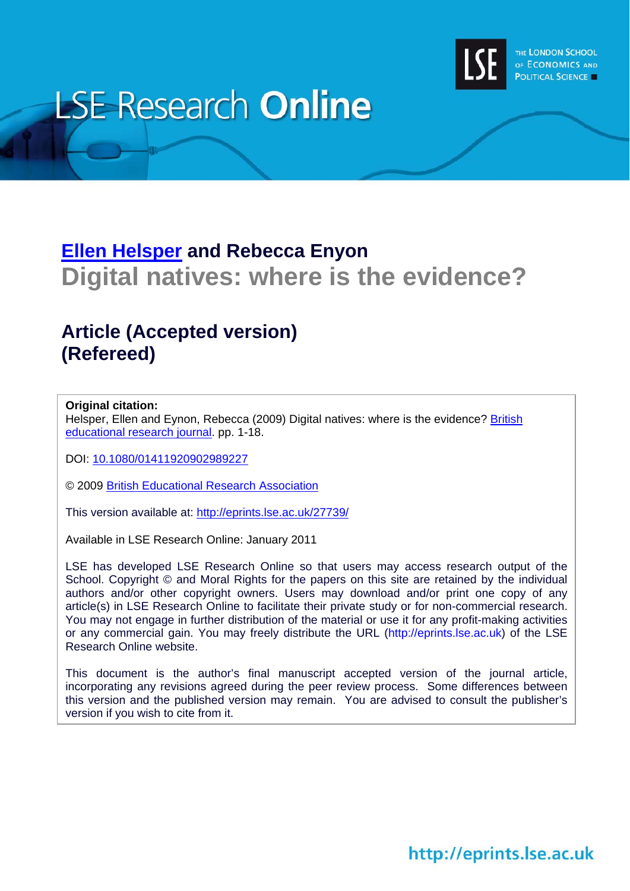# LSE Research Online

**Ellen Helsper** and **Rebecca Enyon**

## Digital natives: where is the evidence?

## Article (Accepted version) (Refereed)

**Original citation:**
Helsper, Ellen and Eynon, Rebecca (2009) Digital natives: where is the evidence? British educational research journal. pp. 1-18.

DOI: 10.1080/01411920902989227

© 2009 British Educational Research Association

This version available at: http://eprints.lse.ac.uk/27739/

Available in LSE Research Online: January 2011

LSE has developed LSE Research Online so that users may access research output of the School. Copyright © and Moral Rights for the papers on this site are retained by the individual authors and/or other copyright owners. Users may download and/or print one copy of any article(s) in LSE Research Online to facilitate their private study or for non-commercial research. You may not engage in further distribution of the material or use it for any profit-making activities or any commercial gain. You may freely distribute the URL (http://eprints.lse.ac.uk) of the LSE Research Online website.

This document is the author's final manuscript accepted version of the journal article, incorporating any revisions agreed during the peer review process. Some differences between this version and the published version may remain. You are advised to consult the publisher's version if you wish to cite from it.

http://eprints.lse.ac.uk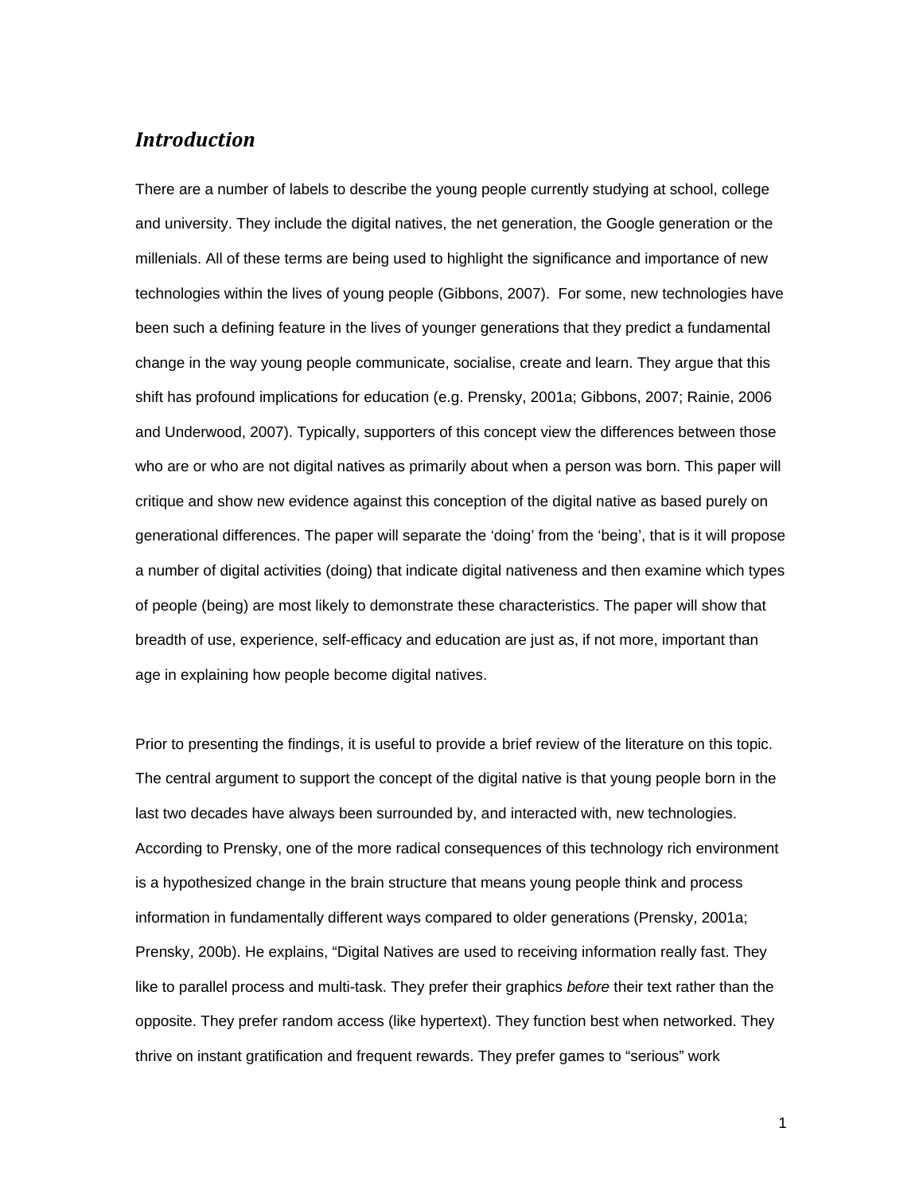## *Introduction*

There are a number of labels to describe the young people currently studying at school, college and university. They include the digital natives, the net generation, the Google generation or the millenials. All of these terms are being used to highlight the significance and importance of new technologies within the lives of young people (Gibbons, 2007). For some, new technologies have been such a defining feature in the lives of younger generations that they predict a fundamental change in the way young people communicate, socialise, create and learn. They argue that this shift has profound implications for education (e.g. Prensky, 2001a; Gibbons, 2007; Rainie, 2006 and Underwood, 2007). Typically, supporters of this concept view the differences between those who are or who are not digital natives as primarily about when a person was born. This paper will critique and show new evidence against this conception of the digital native as based purely on generational differences. The paper will separate the 'doing' from the 'being', that is it will propose a number of digital activities (doing) that indicate digital nativeness and then examine which types of people (being) are most likely to demonstrate these characteristics. The paper will show that breadth of use, experience, self-efficacy and education are just as, if not more, important than age in explaining how people become digital natives.

Prior to presenting the findings, it is useful to provide a brief review of the literature on this topic. The central argument to support the concept of the digital native is that young people born in the last two decades have always been surrounded by, and interacted with, new technologies. According to Prensky, one of the more radical consequences of this technology rich environment is a hypothesized change in the brain structure that means young people think and process information in fundamentally different ways compared to older generations (Prensky, 2001a; Prensky, 200b). He explains, "Digital Natives are used to receiving information really fast. They like to parallel process and multi-task. They prefer their graphics *before* their text rather than the opposite. They prefer random access (like hypertext). They function best when networked. They thrive on instant gratification and frequent rewards. They prefer games to "serious" work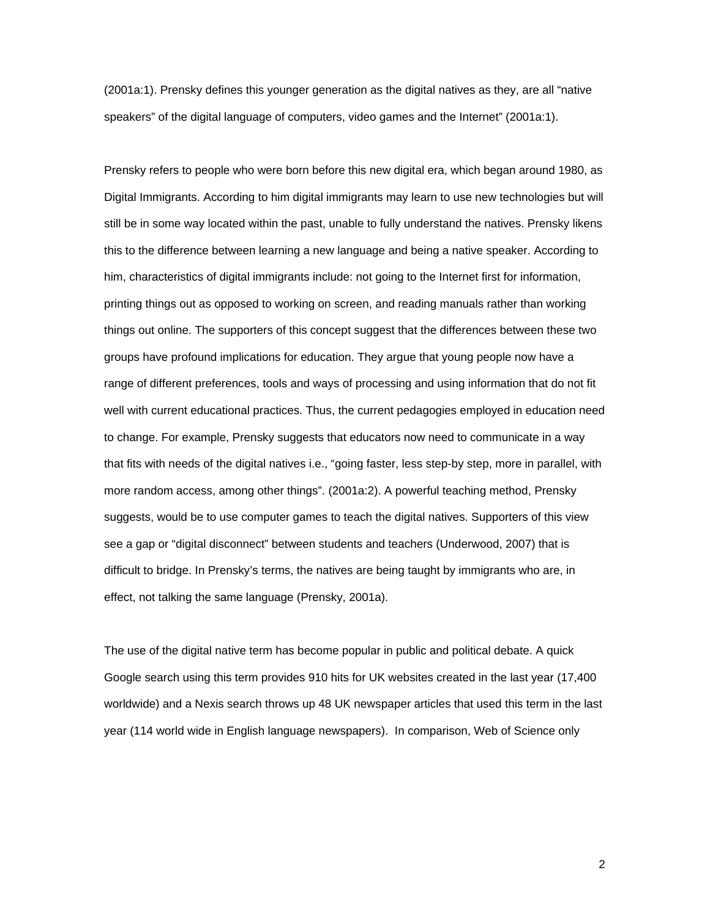(2001a:1). Prensky defines this younger generation as the digital natives as they, are all "native speakers" of the digital language of computers, video games and the Internet" (2001a:1).

Prensky refers to people who were born before this new digital era, which began around 1980, as Digital Immigrants. According to him digital immigrants may learn to use new technologies but will still be in some way located within the past, unable to fully understand the natives. Prensky likens this to the difference between learning a new language and being a native speaker. According to him, characteristics of digital immigrants include: not going to the Internet first for information, printing things out as opposed to working on screen, and reading manuals rather than working things out online. The supporters of this concept suggest that the differences between these two groups have profound implications for education. They argue that young people now have a range of different preferences, tools and ways of processing and using information that do not fit well with current educational practices. Thus, the current pedagogies employed in education need to change. For example, Prensky suggests that educators now need to communicate in a way that fits with needs of the digital natives i.e., "going faster, less step-by step, more in parallel, with more random access, among other things". (2001a:2). A powerful teaching method, Prensky suggests, would be to use computer games to teach the digital natives. Supporters of this view see a gap or "digital disconnect" between students and teachers (Underwood, 2007) that is difficult to bridge. In Prensky's terms, the natives are being taught by immigrants who are, in effect, not talking the same language (Prensky, 2001a).

The use of the digital native term has become popular in public and political debate. A quick Google search using this term provides 910 hits for UK websites created in the last year (17,400 worldwide) and a Nexis search throws up 48 UK newspaper articles that used this term in the last year (114 world wide in English language newspapers). In comparison, Web of Science only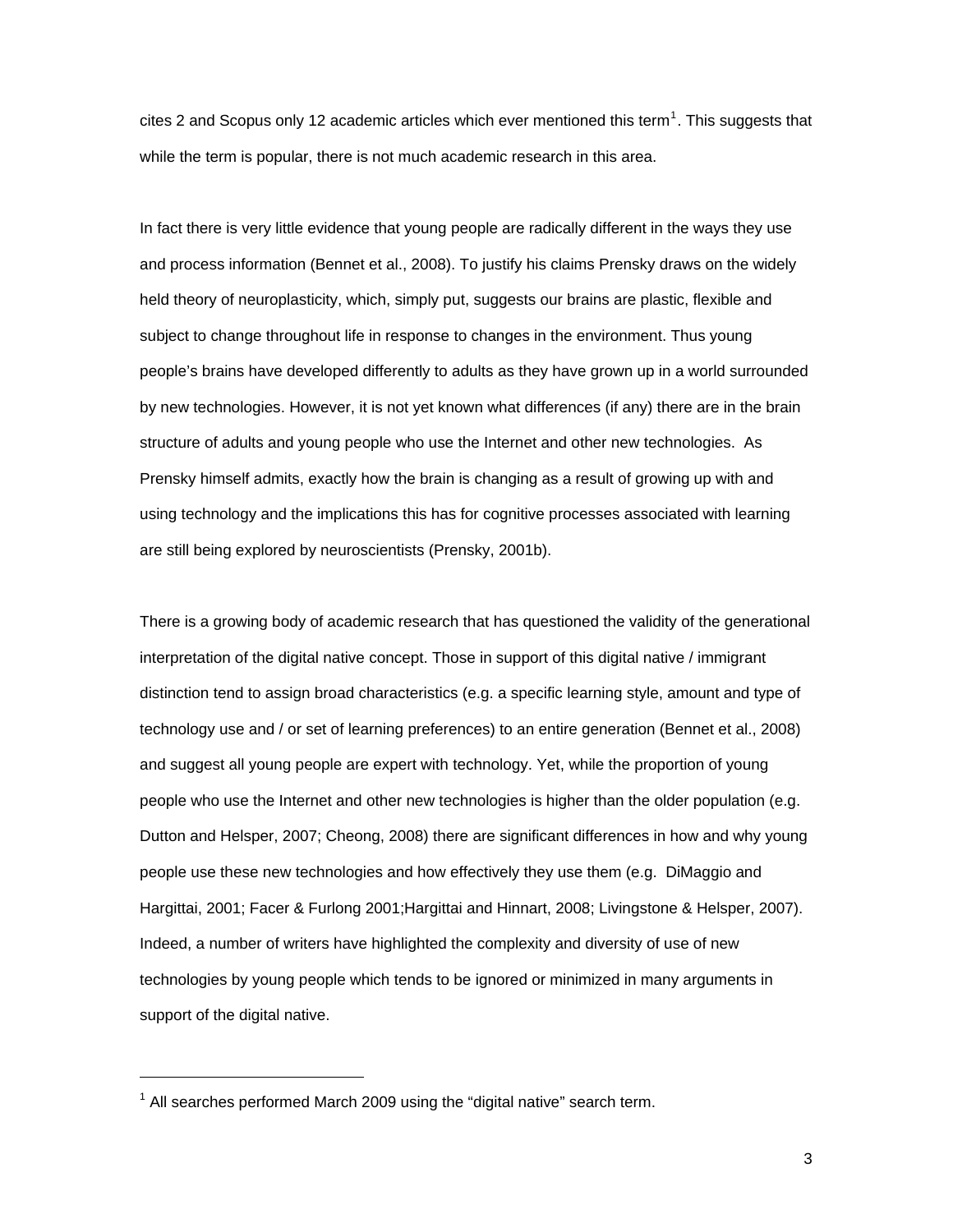cites 2 and Scopus only 12 academic articles which ever mentioned this term[1]. This suggests that while the term is popular, there is not much academic research in this area.

In fact there is very little evidence that young people are radically different in the ways they use and process information (Bennet et al., 2008). To justify his claims Prensky draws on the widely held theory of neuroplasticity, which, simply put, suggests our brains are plastic, flexible and subject to change throughout life in response to changes in the environment. Thus young people's brains have developed differently to adults as they have grown up in a world surrounded by new technologies. However, it is not yet known what differences (if any) there are in the brain structure of adults and young people who use the Internet and other new technologies. As Prensky himself admits, exactly how the brain is changing as a result of growing up with and using technology and the implications this has for cognitive processes associated with learning are still being explored by neuroscientists (Prensky, 2001b).

There is a growing body of academic research that has questioned the validity of the generational interpretation of the digital native concept. Those in support of this digital native / immigrant distinction tend to assign broad characteristics (e.g. a specific learning style, amount and type of technology use and / or set of learning preferences) to an entire generation (Bennet et al., 2008) and suggest all young people are expert with technology. Yet, while the proportion of young people who use the Internet and other new technologies is higher than the older population (e.g. Dutton and Helsper, 2007; Cheong, 2008) there are significant differences in how and why young people use these new technologies and how effectively they use them (e.g. DiMaggio and Hargittai, 2001; Facer & Furlong 2001;Hargittai and Hinnart, 2008; Livingstone & Helsper, 2007). Indeed, a number of writers have highlighted the complexity and diversity of use of new technologies by young people which tends to be ignored or minimized in many arguments in support of the digital native.

---

[1] All searches performed March 2009 using the "digital native" search term.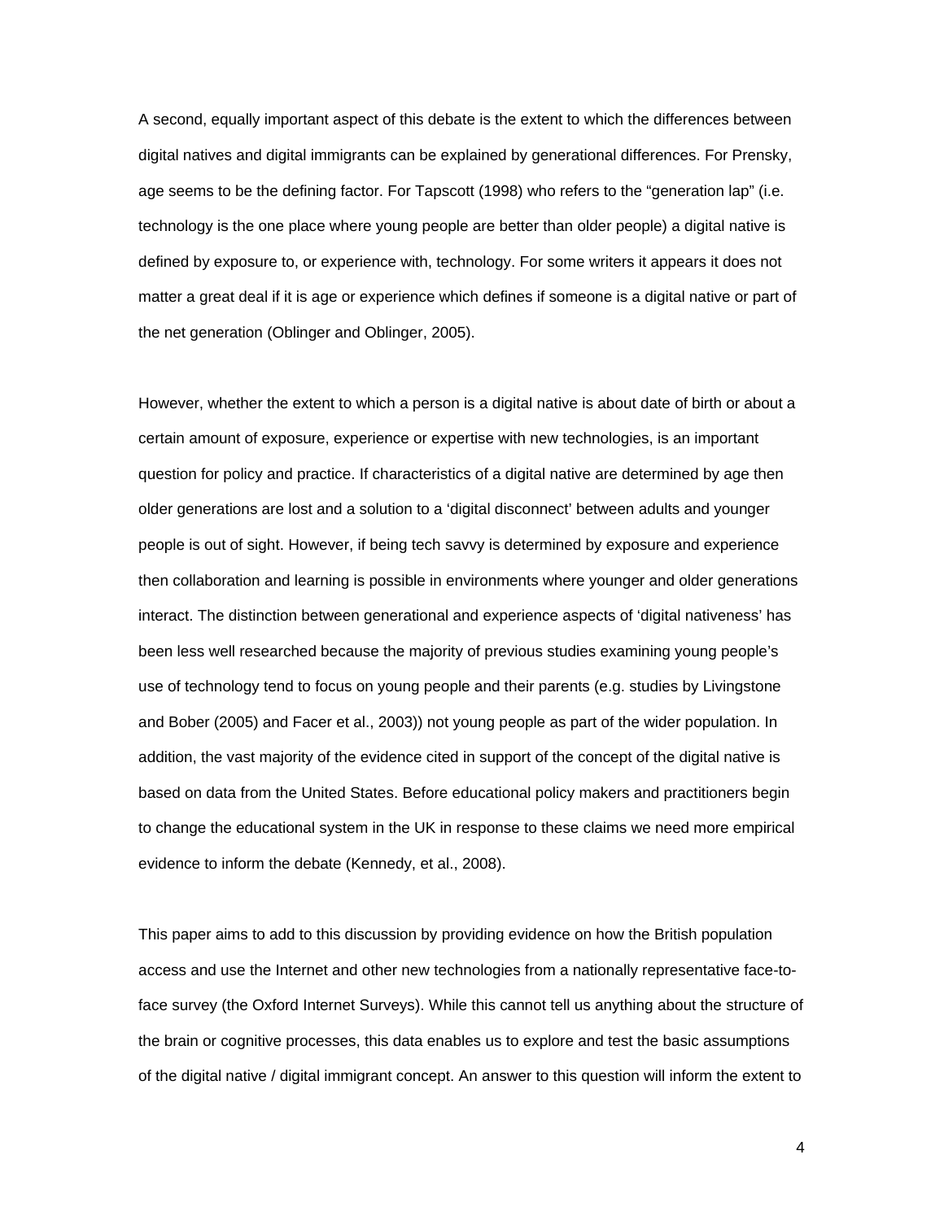A second, equally important aspect of this debate is the extent to which the differences between digital natives and digital immigrants can be explained by generational differences. For Prensky, age seems to be the defining factor. For Tapscott (1998) who refers to the "generation lap" (i.e. technology is the one place where young people are better than older people) a digital native is defined by exposure to, or experience with, technology. For some writers it appears it does not matter a great deal if it is age or experience which defines if someone is a digital native or part of the net generation (Oblinger and Oblinger, 2005).

However, whether the extent to which a person is a digital native is about date of birth or about a certain amount of exposure, experience or expertise with new technologies, is an important question for policy and practice. If characteristics of a digital native are determined by age then older generations are lost and a solution to a 'digital disconnect' between adults and younger people is out of sight. However, if being tech savvy is determined by exposure and experience then collaboration and learning is possible in environments where younger and older generations interact. The distinction between generational and experience aspects of 'digital nativeness' has been less well researched because the majority of previous studies examining young people's use of technology tend to focus on young people and their parents (e.g. studies by Livingstone and Bober (2005) and Facer et al., 2003)) not young people as part of the wider population. In addition, the vast majority of the evidence cited in support of the concept of the digital native is based on data from the United States. Before educational policy makers and practitioners begin to change the educational system in the UK in response to these claims we need more empirical evidence to inform the debate (Kennedy, et al., 2008).

This paper aims to add to this discussion by providing evidence on how the British population access and use the Internet and other new technologies from a nationally representative face-to-face survey (the Oxford Internet Surveys). While this cannot tell us anything about the structure of the brain or cognitive processes, this data enables us to explore and test the basic assumptions of the digital native / digital immigrant concept. An answer to this question will inform the extent to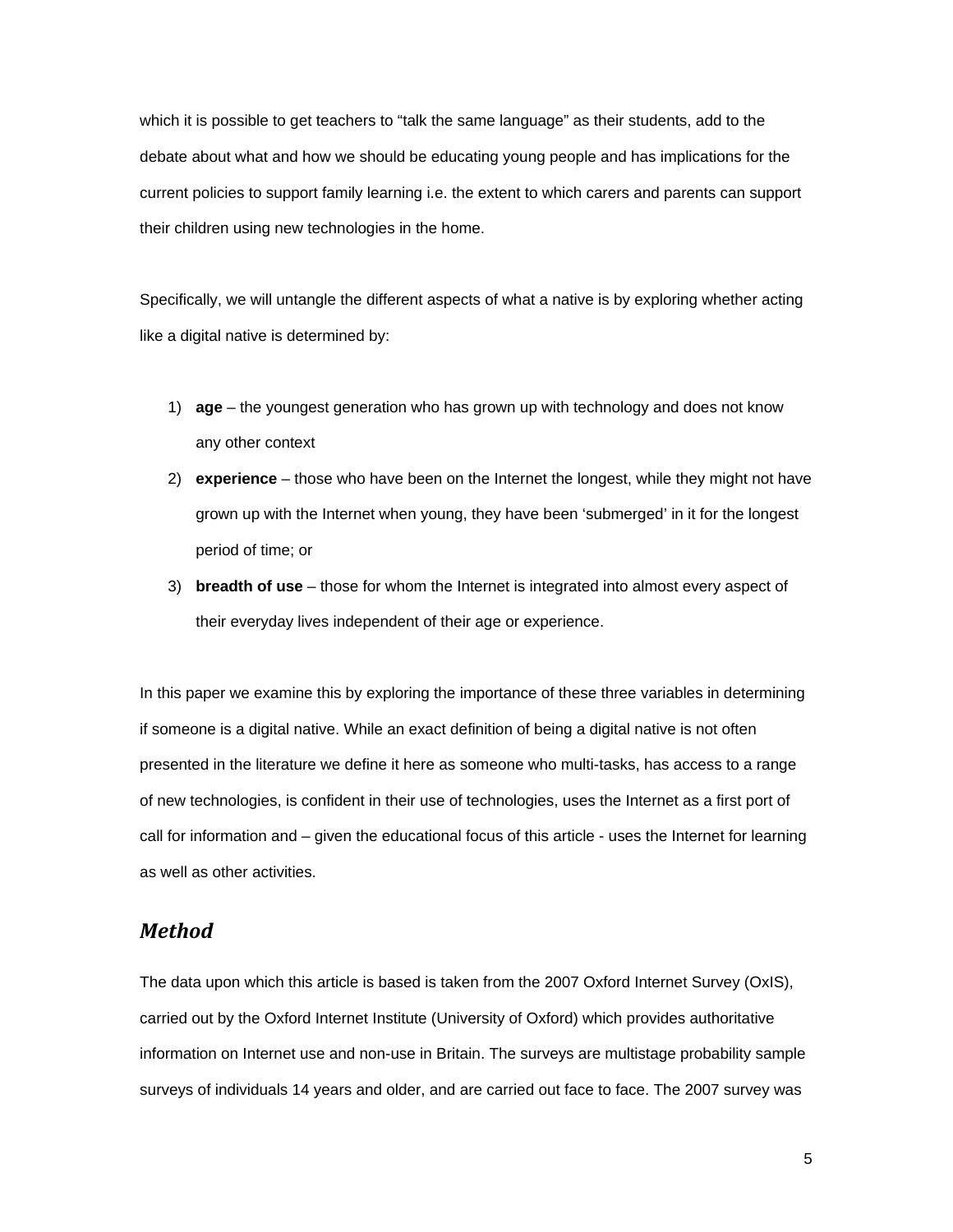which it is possible to get teachers to “talk the same language” as their students, add to the debate about what and how we should be educating young people and has implications for the current policies to support family learning i.e. the extent to which carers and parents can support their children using new technologies in the home.

Specifically, we will untangle the different aspects of what a native is by exploring whether acting like a digital native is determined by:

1) **age** – the youngest generation who has grown up with technology and does not know any other context
2) **experience** – those who have been on the Internet the longest, while they might not have grown up with the Internet when young, they have been ‘submerged’ in it for the longest period of time; or
3) **breadth of use** – those for whom the Internet is integrated into almost every aspect of their everyday lives independent of their age or experience.

In this paper we examine this by exploring the importance of these three variables in determining if someone is a digital native. While an exact definition of being a digital native is not often presented in the literature we define it here as someone who multi-tasks, has access to a range of new technologies, is confident in their use of technologies, uses the Internet as a first port of call for information and – given the educational focus of this article - uses the Internet for learning as well as other activities.

## *Method*

The data upon which this article is based is taken from the 2007 Oxford Internet Survey (OxIS), carried out by the Oxford Internet Institute (University of Oxford) which provides authoritative information on Internet use and non-use in Britain. The surveys are multistage probability sample surveys of individuals 14 years and older, and are carried out face to face. The 2007 survey was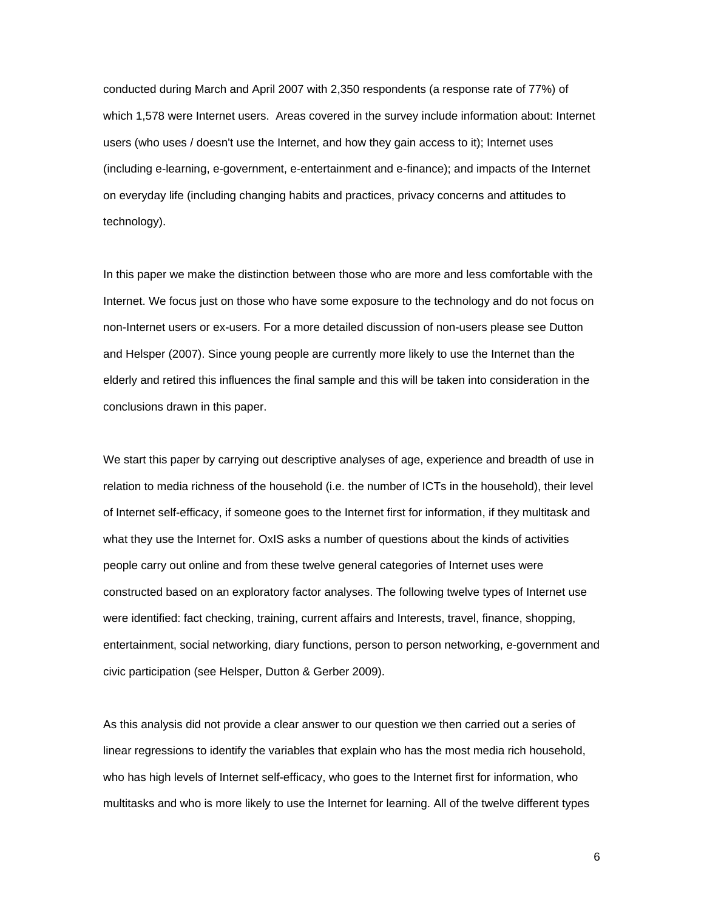conducted during March and April 2007 with 2,350 respondents (a response rate of 77%) of which 1,578 were Internet users. Areas covered in the survey include information about: Internet users (who uses / doesn't use the Internet, and how they gain access to it); Internet uses (including e-learning, e-government, e-entertainment and e-finance); and impacts of the Internet on everyday life (including changing habits and practices, privacy concerns and attitudes to technology).

In this paper we make the distinction between those who are more and less comfortable with the Internet. We focus just on those who have some exposure to the technology and do not focus on non-Internet users or ex-users. For a more detailed discussion of non-users please see Dutton and Helsper (2007). Since young people are currently more likely to use the Internet than the elderly and retired this influences the final sample and this will be taken into consideration in the conclusions drawn in this paper.

We start this paper by carrying out descriptive analyses of age, experience and breadth of use in relation to media richness of the household (i.e. the number of ICTs in the household), their level of Internet self-efficacy, if someone goes to the Internet first for information, if they multitask and what they use the Internet for. OxIS asks a number of questions about the kinds of activities people carry out online and from these twelve general categories of Internet uses were constructed based on an exploratory factor analyses. The following twelve types of Internet use were identified: fact checking, training, current affairs and Interests, travel, finance, shopping, entertainment, social networking, diary functions, person to person networking, e-government and civic participation (see Helsper, Dutton & Gerber 2009).

As this analysis did not provide a clear answer to our question we then carried out a series of linear regressions to identify the variables that explain who has the most media rich household, who has high levels of Internet self-efficacy, who goes to the Internet first for information, who multitasks and who is more likely to use the Internet for learning. All of the twelve different types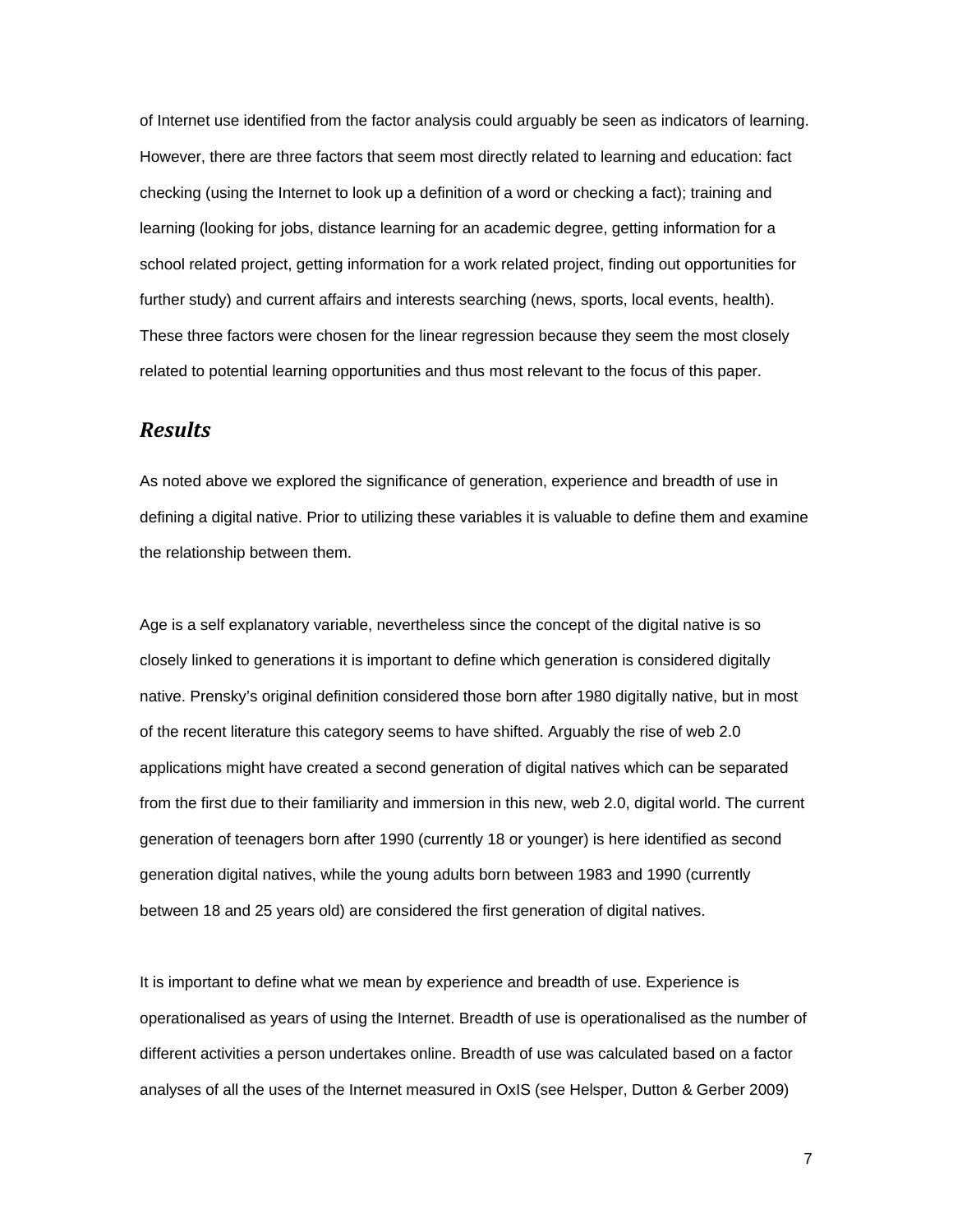of Internet use identified from the factor analysis could arguably be seen as indicators of learning. However, there are three factors that seem most directly related to learning and education: fact checking (using the Internet to look up a definition of a word or checking a fact); training and learning (looking for jobs, distance learning for an academic degree, getting information for a school related project, getting information for a work related project, finding out opportunities for further study) and current affairs and interests searching (news, sports, local events, health). These three factors were chosen for the linear regression because they seem the most closely related to potential learning opportunities and thus most relevant to the focus of this paper.

## *Results*

As noted above we explored the significance of generation, experience and breadth of use in defining a digital native. Prior to utilizing these variables it is valuable to define them and examine the relationship between them.

Age is a self explanatory variable, nevertheless since the concept of the digital native is so closely linked to generations it is important to define which generation is considered digitally native. Prensky's original definition considered those born after 1980 digitally native, but in most of the recent literature this category seems to have shifted. Arguably the rise of web 2.0 applications might have created a second generation of digital natives which can be separated from the first due to their familiarity and immersion in this new, web 2.0, digital world. The current generation of teenagers born after 1990 (currently 18 or younger) is here identified as second generation digital natives, while the young adults born between 1983 and 1990 (currently between 18 and 25 years old) are considered the first generation of digital natives.

It is important to define what we mean by experience and breadth of use. Experience is operationalised as years of using the Internet. Breadth of use is operationalised as the number of different activities a person undertakes online. Breadth of use was calculated based on a factor analyses of all the uses of the Internet measured in OxIS (see Helsper, Dutton & Gerber 2009)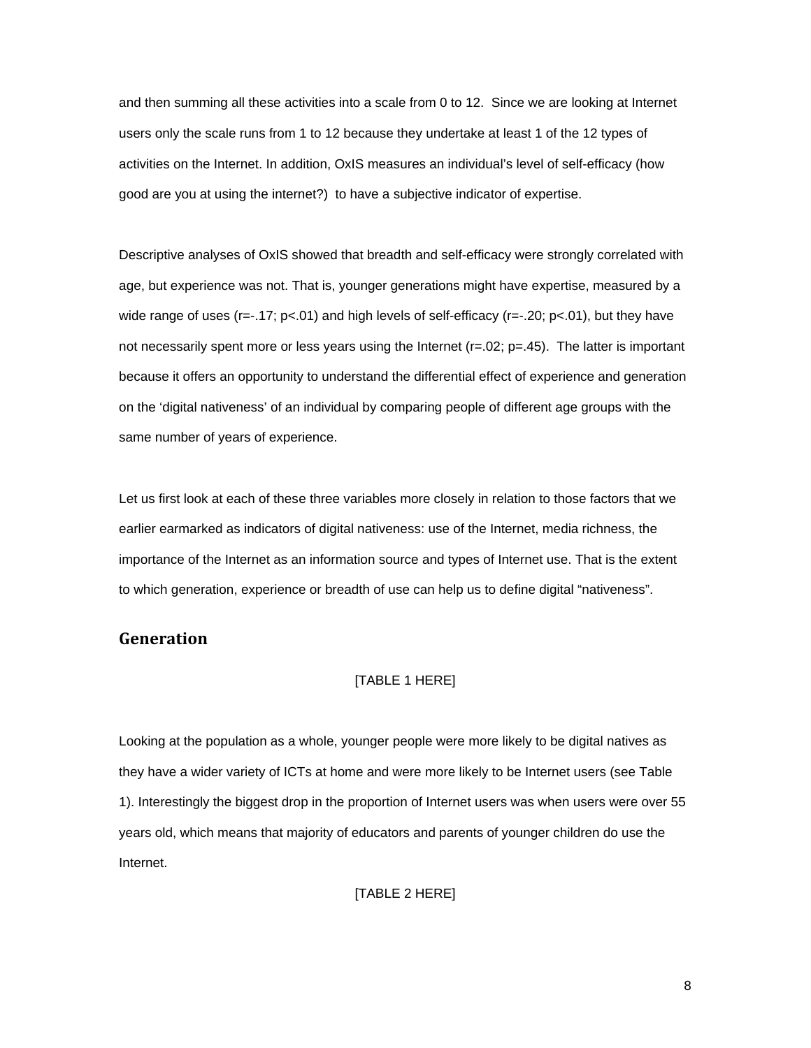and then summing all these activities into a scale from 0 to 12. Since we are looking at Internet users only the scale runs from 1 to 12 because they undertake at least 1 of the 12 types of activities on the Internet. In addition, OxIS measures an individual's level of self-efficacy (how good are you at using the internet?) to have a subjective indicator of expertise.

Descriptive analyses of OxIS showed that breadth and self-efficacy were strongly correlated with age, but experience was not. That is, younger generations might have expertise, measured by a wide range of uses ($r=-.17$; $p<.01$) and high levels of self-efficacy ($r=-.20$; $p<.01$), but they have not necessarily spent more or less years using the Internet ($r=.02$; $p=.45$). The latter is important because it offers an opportunity to understand the differential effect of experience and generation on the 'digital nativeness' of an individual by comparing people of different age groups with the same number of years of experience.

Let us first look at each of these three variables more closely in relation to those factors that we earlier earmarked as indicators of digital nativeness: use of the Internet, media richness, the importance of the Internet as an information source and types of Internet use. That is the extent to which generation, experience or breadth of use can help us to define digital "nativeness".

## Generation

[TABLE 1 HERE]

Looking at the population as a whole, younger people were more likely to be digital natives as they have a wider variety of ICTs at home and were more likely to be Internet users (see Table 1). Interestingly the biggest drop in the proportion of Internet users was when users were over 55 years old, which means that majority of educators and parents of younger children do use the Internet.

[TABLE 2 HERE]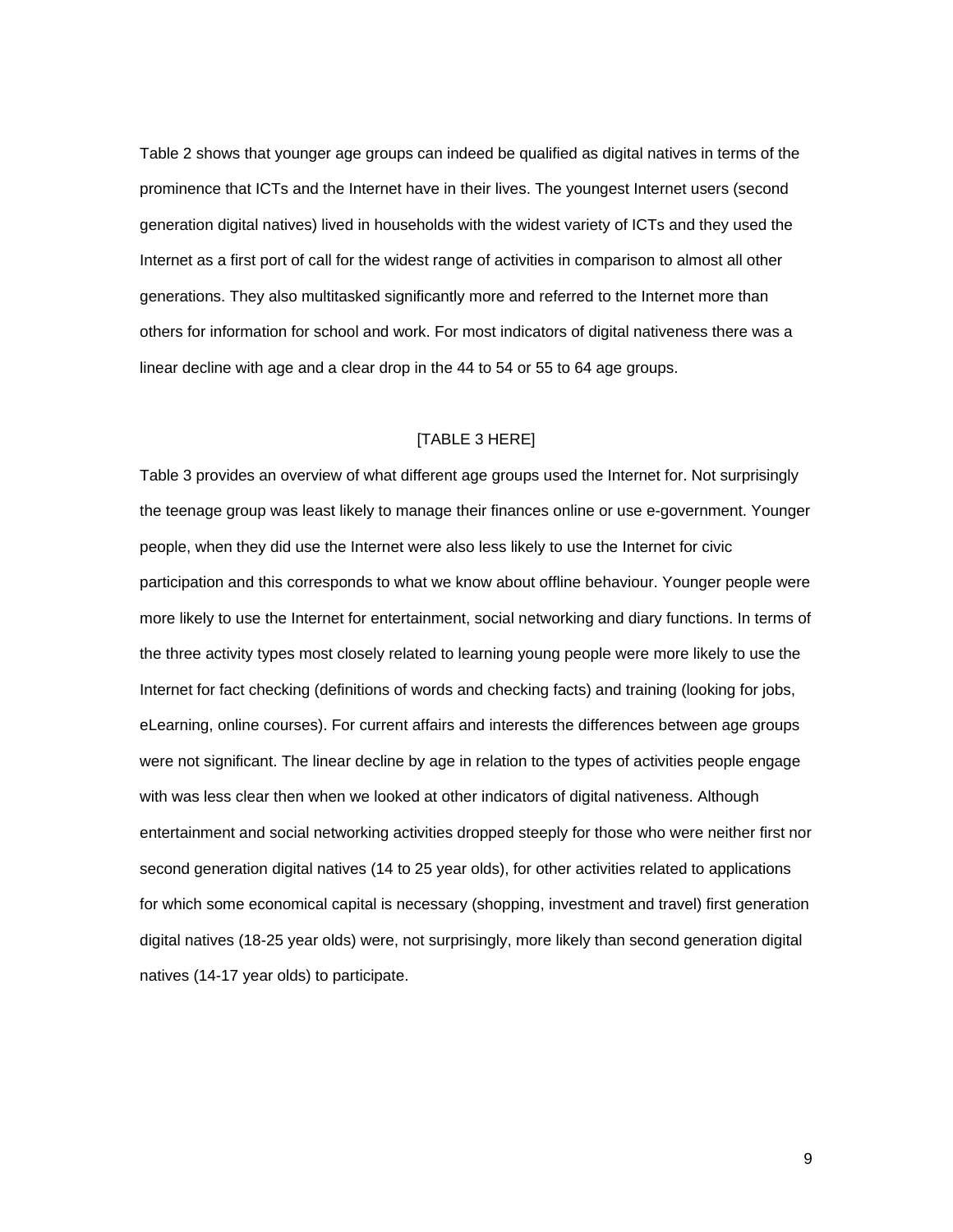Table 2 shows that younger age groups can indeed be qualified as digital natives in terms of the prominence that ICTs and the Internet have in their lives. The youngest Internet users (second generation digital natives) lived in households with the widest variety of ICTs and they used the Internet as a first port of call for the widest range of activities in comparison to almost all other generations. They also multitasked significantly more and referred to the Internet more than others for information for school and work. For most indicators of digital nativeness there was a linear decline with age and a clear drop in the 44 to 54 or 55 to 64 age groups.

[TABLE 3 HERE]

Table 3 provides an overview of what different age groups used the Internet for. Not surprisingly the teenage group was least likely to manage their finances online or use e-government. Younger people, when they did use the Internet were also less likely to use the Internet for civic participation and this corresponds to what we know about offline behaviour. Younger people were more likely to use the Internet for entertainment, social networking and diary functions. In terms of the three activity types most closely related to learning young people were more likely to use the Internet for fact checking (definitions of words and checking facts) and training (looking for jobs, eLearning, online courses). For current affairs and interests the differences between age groups were not significant. The linear decline by age in relation to the types of activities people engage with was less clear then when we looked at other indicators of digital nativeness. Although entertainment and social networking activities dropped steeply for those who were neither first nor second generation digital natives (14 to 25 year olds), for other activities related to applications for which some economical capital is necessary (shopping, investment and travel) first generation digital natives (18-25 year olds) were, not surprisingly, more likely than second generation digital natives (14-17 year olds) to participate.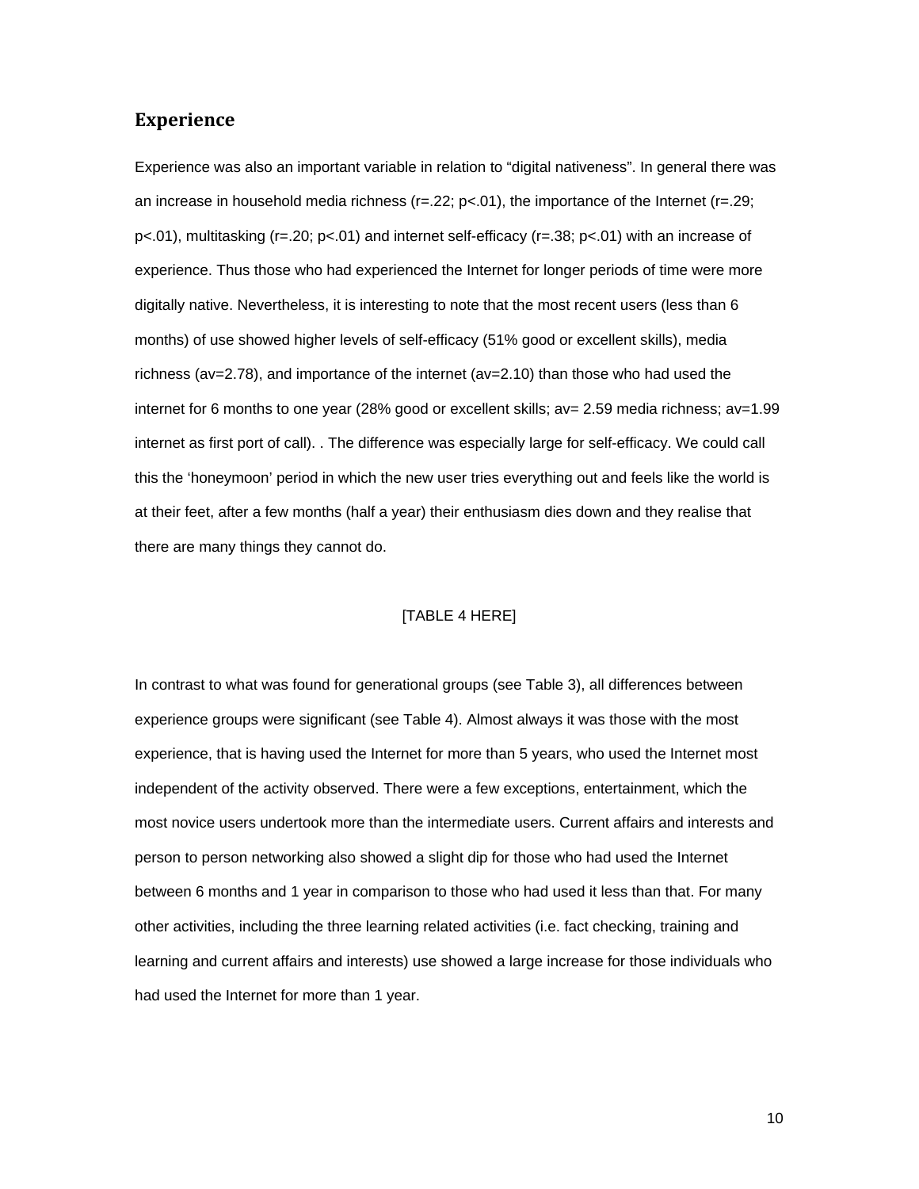## Experience

Experience was also an important variable in relation to "digital nativeness". In general there was an increase in household media richness ($r=.22$; $p<.01$), the importance of the Internet ($r=.29$; $p<.01$), multitasking ($r=.20$; $p<.01$) and internet self-efficacy ($r=.38$; $p<.01$) with an increase of experience. Thus those who had experienced the Internet for longer periods of time were more digitally native. Nevertheless, it is interesting to note that the most recent users (less than 6 months) of use showed higher levels of self-efficacy (51% good or excellent skills), media richness (av=2.78), and importance of the internet (av=2.10) than those who had used the internet for 6 months to one year (28% good or excellent skills; av= 2.59 media richness; av=1.99 internet as first port of call). . The difference was especially large for self-efficacy. We could call this the 'honeymoon' period in which the new user tries everything out and feels like the world is at their feet, after a few months (half a year) their enthusiasm dies down and they realise that there are many things they cannot do.

[TABLE 4 HERE]

In contrast to what was found for generational groups (see Table 3), all differences between experience groups were significant (see Table 4). Almost always it was those with the most experience, that is having used the Internet for more than 5 years, who used the Internet most independent of the activity observed. There were a few exceptions, entertainment, which the most novice users undertook more than the intermediate users. Current affairs and interests and person to person networking also showed a slight dip for those who had used the Internet between 6 months and 1 year in comparison to those who had used it less than that. For many other activities, including the three learning related activities (i.e. fact checking, training and learning and current affairs and interests) use showed a large increase for those individuals who had used the Internet for more than 1 year.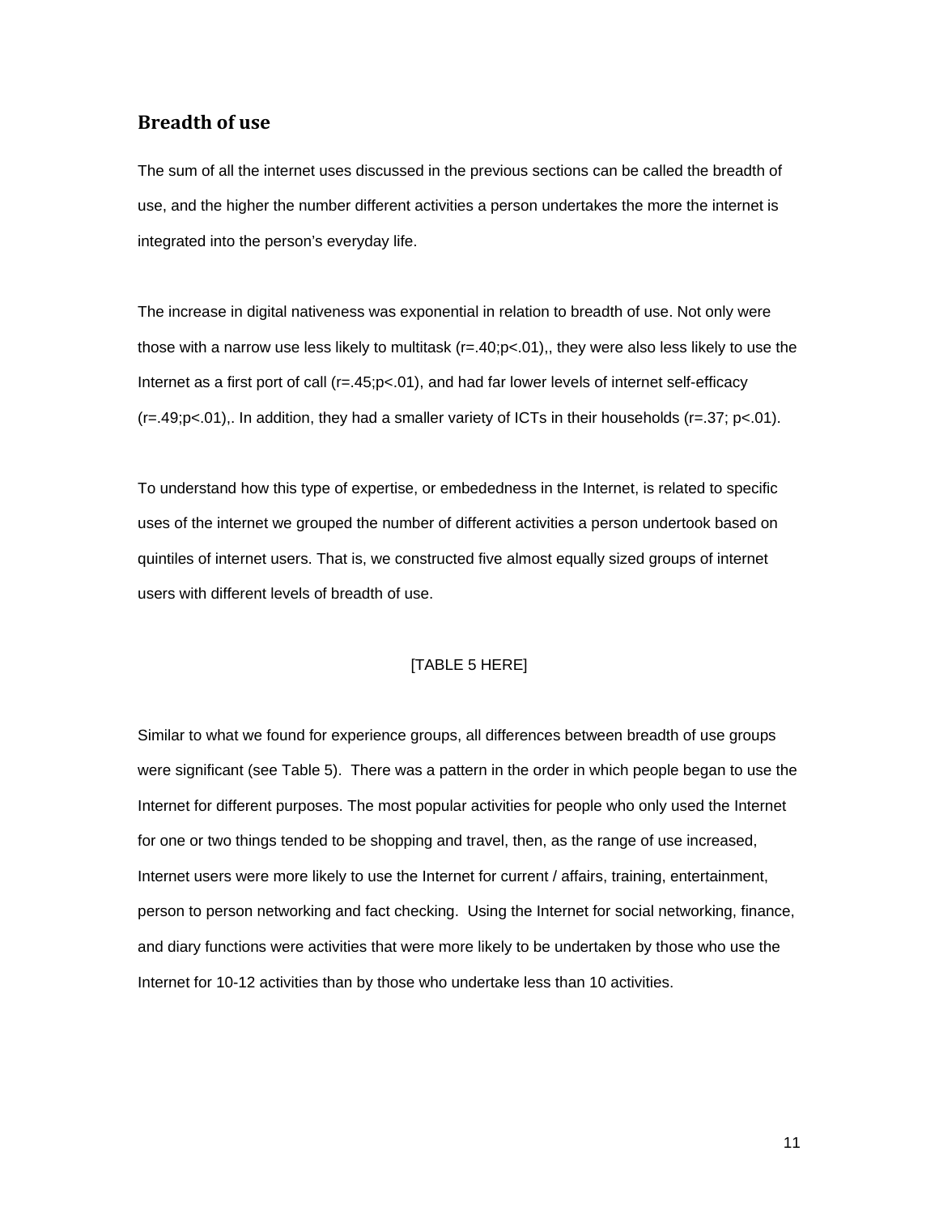## Breadth of use

The sum of all the internet uses discussed in the previous sections can be called the breadth of use, and the higher the number different activities a person undertakes the more the internet is integrated into the person's everyday life.

The increase in digital nativeness was exponential in relation to breadth of use. Not only were those with a narrow use less likely to multitask ($r=.40; p<.01$),, they were also less likely to use the Internet as a first port of call ($r=.45; p<.01$), and had far lower levels of internet self-efficacy ($r=.49; p<.01$),. In addition, they had a smaller variety of ICTs in their households ($r=.37$; $p<.01$).

To understand how this type of expertise, or embededness in the Internet, is related to specific uses of the internet we grouped the number of different activities a person undertook based on quintiles of internet users. That is, we constructed five almost equally sized groups of internet users with different levels of breadth of use.

[TABLE 5 HERE]

Similar to what we found for experience groups, all differences between breadth of use groups were significant (see Table 5). There was a pattern in the order in which people began to use the Internet for different purposes. The most popular activities for people who only used the Internet for one or two things tended to be shopping and travel, then, as the range of use increased, Internet users were more likely to use the Internet for current / affairs, training, entertainment, person to person networking and fact checking. Using the Internet for social networking, finance, and diary functions were activities that were more likely to be undertaken by those who use the Internet for 10-12 activities than by those who undertake less than 10 activities.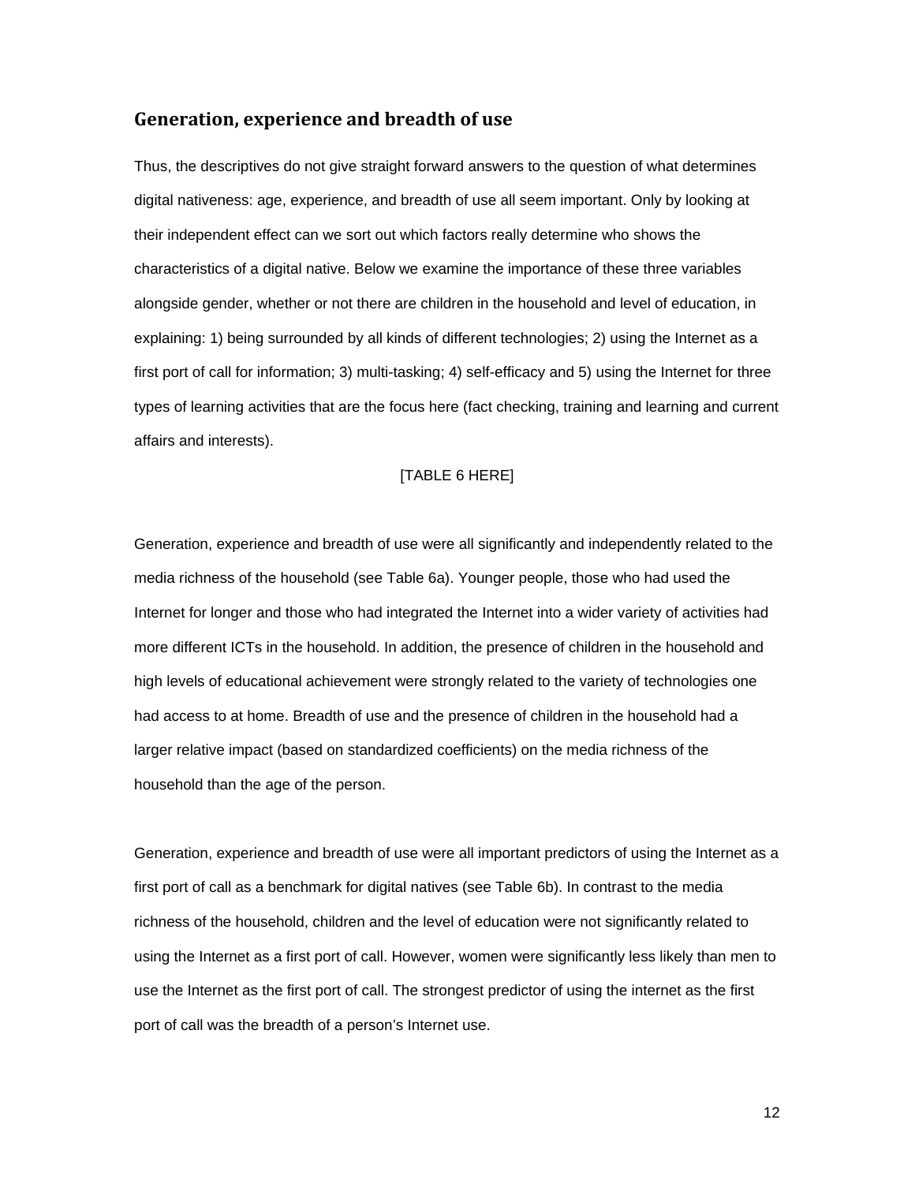## Generation, experience and breadth of use

Thus, the descriptives do not give straight forward answers to the question of what determines digital nativeness: age, experience, and breadth of use all seem important. Only by looking at their independent effect can we sort out which factors really determine who shows the characteristics of a digital native. Below we examine the importance of these three variables alongside gender, whether or not there are children in the household and level of education, in explaining: 1) being surrounded by all kinds of different technologies; 2) using the Internet as a first port of call for information; 3) multi-tasking; 4) self-efficacy and 5) using the Internet for three types of learning activities that are the focus here (fact checking, training and learning and current affairs and interests).

[TABLE 6 HERE]

Generation, experience and breadth of use were all significantly and independently related to the media richness of the household (see Table 6a). Younger people, those who had used the Internet for longer and those who had integrated the Internet into a wider variety of activities had more different ICTs in the household. In addition, the presence of children in the household and high levels of educational achievement were strongly related to the variety of technologies one had access to at home. Breadth of use and the presence of children in the household had a larger relative impact (based on standardized coefficients) on the media richness of the household than the age of the person.

Generation, experience and breadth of use were all important predictors of using the Internet as a first port of call as a benchmark for digital natives (see Table 6b). In contrast to the media richness of the household, children and the level of education were not significantly related to using the Internet as a first port of call. However, women were significantly less likely than men to use the Internet as the first port of call. The strongest predictor of using the internet as the first port of call was the breadth of a person's Internet use.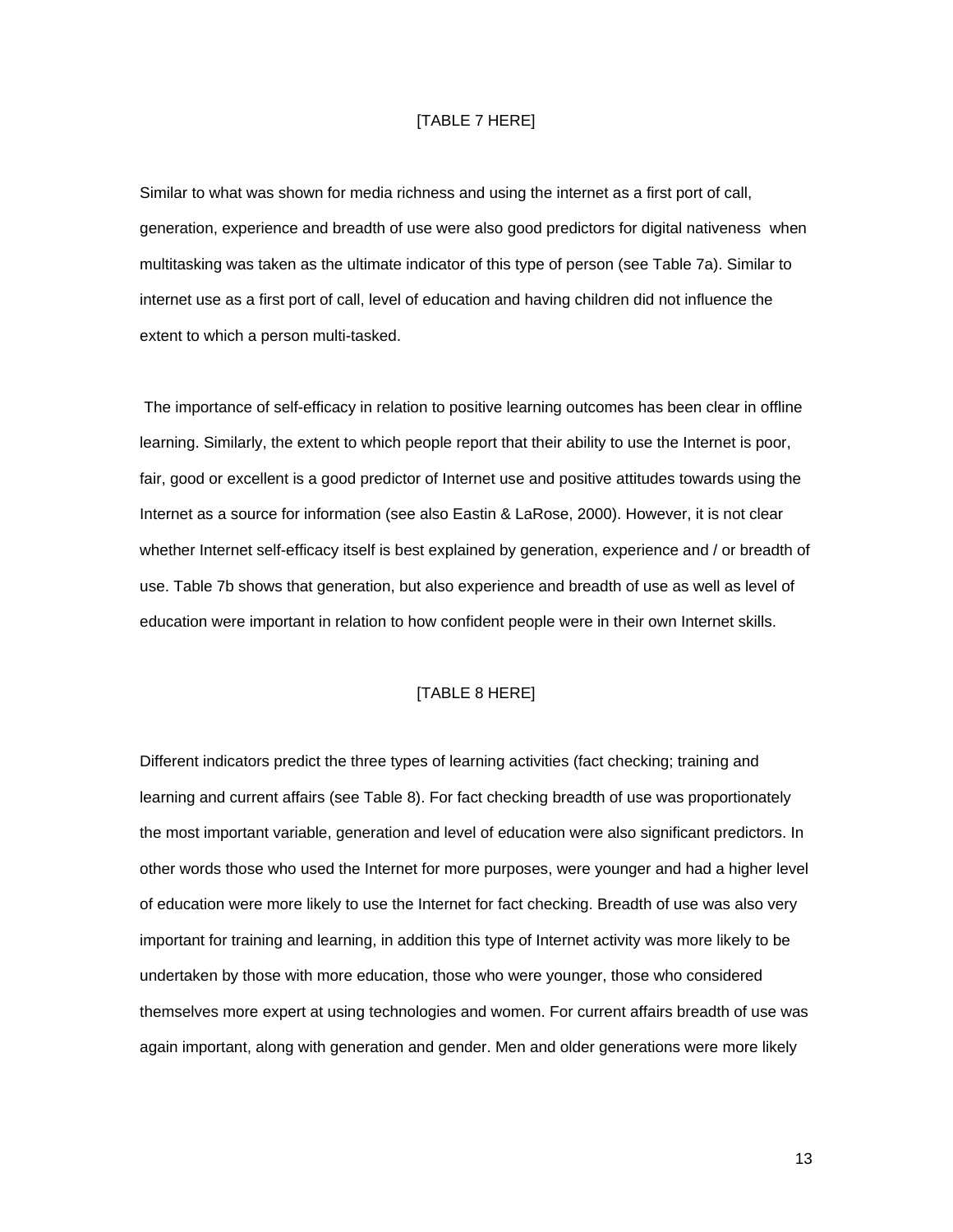[TABLE 7 HERE]

Similar to what was shown for media richness and using the internet as a first port of call, generation, experience and breadth of use were also good predictors for digital nativeness when multitasking was taken as the ultimate indicator of this type of person (see Table 7a). Similar to internet use as a first port of call, level of education and having children did not influence the extent to which a person multi-tasked.

The importance of self-efficacy in relation to positive learning outcomes has been clear in offline learning. Similarly, the extent to which people report that their ability to use the Internet is poor, fair, good or excellent is a good predictor of Internet use and positive attitudes towards using the Internet as a source for information (see also Eastin & LaRose, 2000). However, it is not clear whether Internet self-efficacy itself is best explained by generation, experience and / or breadth of use. Table 7b shows that generation, but also experience and breadth of use as well as level of education were important in relation to how confident people were in their own Internet skills.

[TABLE 8 HERE]

Different indicators predict the three types of learning activities (fact checking; training and learning and current affairs (see Table 8). For fact checking breadth of use was proportionately the most important variable, generation and level of education were also significant predictors. In other words those who used the Internet for more purposes, were younger and had a higher level of education were more likely to use the Internet for fact checking. Breadth of use was also very important for training and learning, in addition this type of Internet activity was more likely to be undertaken by those with more education, those who were younger, those who considered themselves more expert at using technologies and women. For current affairs breadth of use was again important, along with generation and gender. Men and older generations were more likely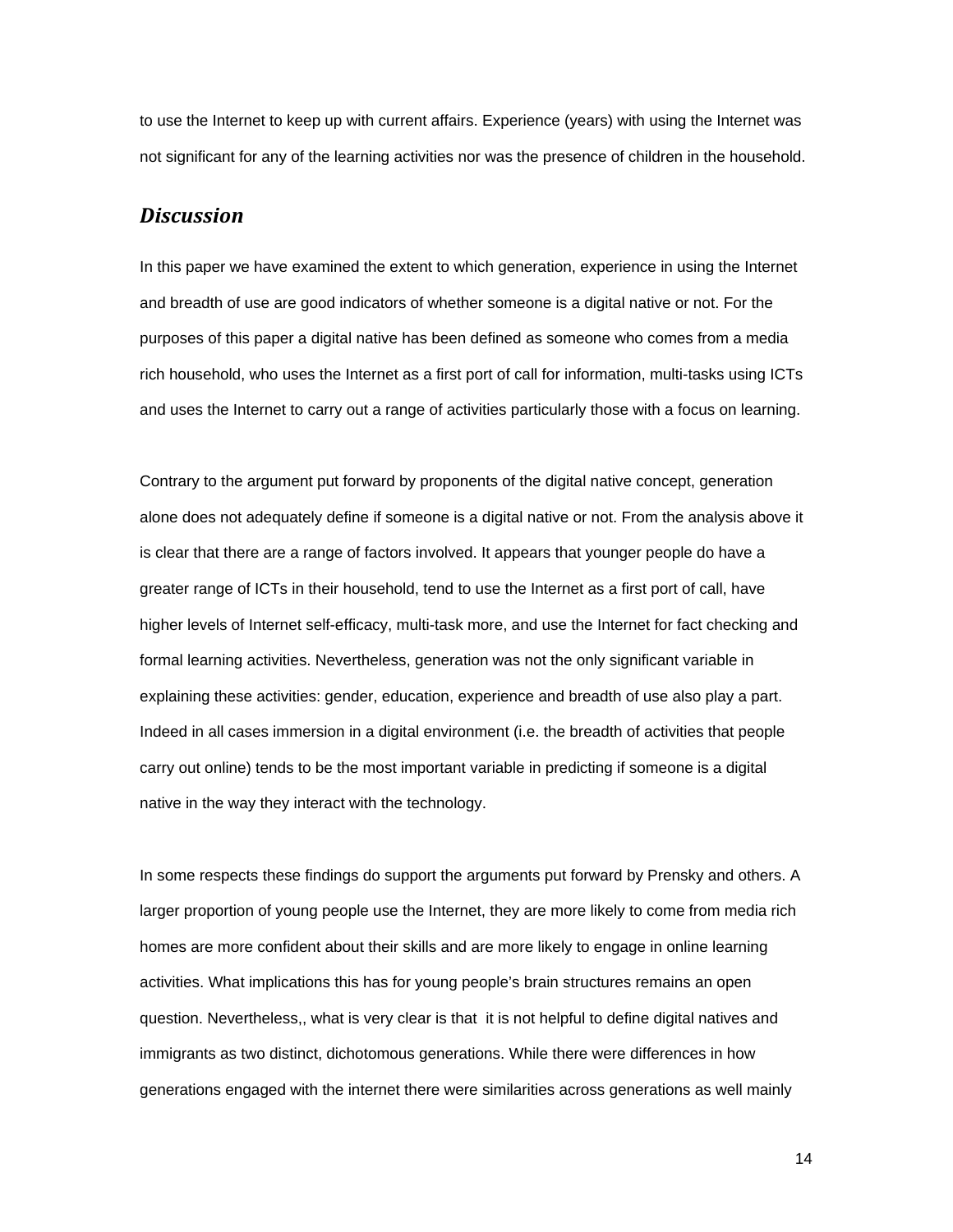to use the Internet to keep up with current affairs. Experience (years) with using the Internet was not significant for any of the learning activities nor was the presence of children in the household.

## *Discussion*

In this paper we have examined the extent to which generation, experience in using the Internet and breadth of use are good indicators of whether someone is a digital native or not. For the purposes of this paper a digital native has been defined as someone who comes from a media rich household, who uses the Internet as a first port of call for information, multi-tasks using ICTs and uses the Internet to carry out a range of activities particularly those with a focus on learning.

Contrary to the argument put forward by proponents of the digital native concept, generation alone does not adequately define if someone is a digital native or not. From the analysis above it is clear that there are a range of factors involved. It appears that younger people do have a greater range of ICTs in their household, tend to use the Internet as a first port of call, have higher levels of Internet self-efficacy, multi-task more, and use the Internet for fact checking and formal learning activities. Nevertheless, generation was not the only significant variable in explaining these activities: gender, education, experience and breadth of use also play a part. Indeed in all cases immersion in a digital environment (i.e. the breadth of activities that people carry out online) tends to be the most important variable in predicting if someone is a digital native in the way they interact with the technology.

In some respects these findings do support the arguments put forward by Prensky and others. A larger proportion of young people use the Internet, they are more likely to come from media rich homes are more confident about their skills and are more likely to engage in online learning activities. What implications this has for young people's brain structures remains an open question. Nevertheless,, what is very clear is that  it is not helpful to define digital natives and immigrants as two distinct, dichotomous generations. While there were differences in how generations engaged with the internet there were similarities across generations as well mainly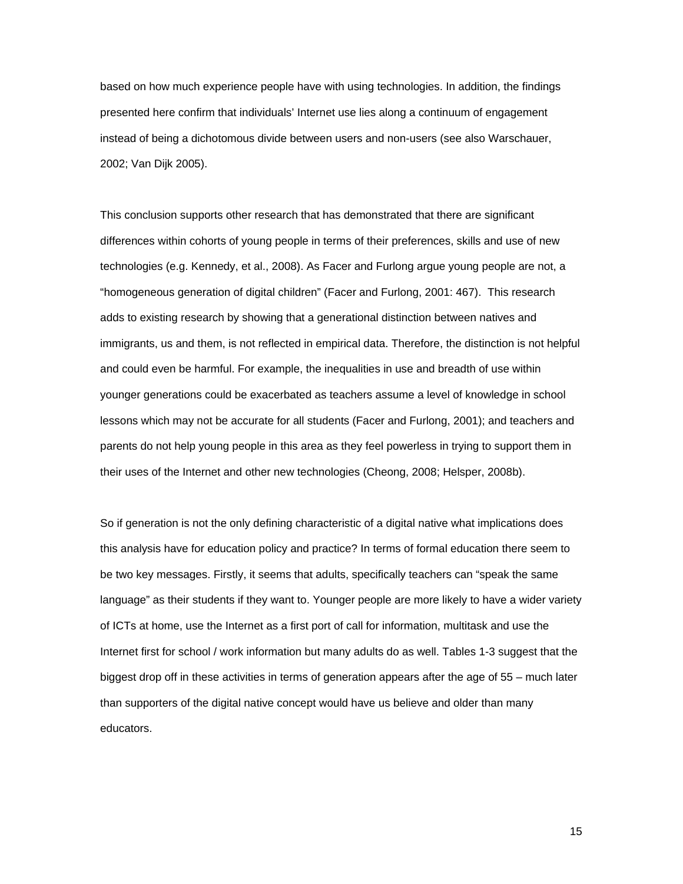based on how much experience people have with using technologies. In addition, the findings presented here confirm that individuals' Internet use lies along a continuum of engagement instead of being a dichotomous divide between users and non-users (see also Warschauer, 2002; Van Dijk 2005).

This conclusion supports other research that has demonstrated that there are significant differences within cohorts of young people in terms of their preferences, skills and use of new technologies (e.g. Kennedy, et al., 2008). As Facer and Furlong argue young people are not, a "homogeneous generation of digital children" (Facer and Furlong, 2001: 467). This research adds to existing research by showing that a generational distinction between natives and immigrants, us and them, is not reflected in empirical data. Therefore, the distinction is not helpful and could even be harmful. For example, the inequalities in use and breadth of use within younger generations could be exacerbated as teachers assume a level of knowledge in school lessons which may not be accurate for all students (Facer and Furlong, 2001); and teachers and parents do not help young people in this area as they feel powerless in trying to support them in their uses of the Internet and other new technologies (Cheong, 2008; Helsper, 2008b).

So if generation is not the only defining characteristic of a digital native what implications does this analysis have for education policy and practice? In terms of formal education there seem to be two key messages. Firstly, it seems that adults, specifically teachers can "speak the same language" as their students if they want to. Younger people are more likely to have a wider variety of ICTs at home, use the Internet as a first port of call for information, multitask and use the Internet first for school / work information but many adults do as well. Tables 1-3 suggest that the biggest drop off in these activities in terms of generation appears after the age of 55 – much later than supporters of the digital native concept would have us believe and older than many educators.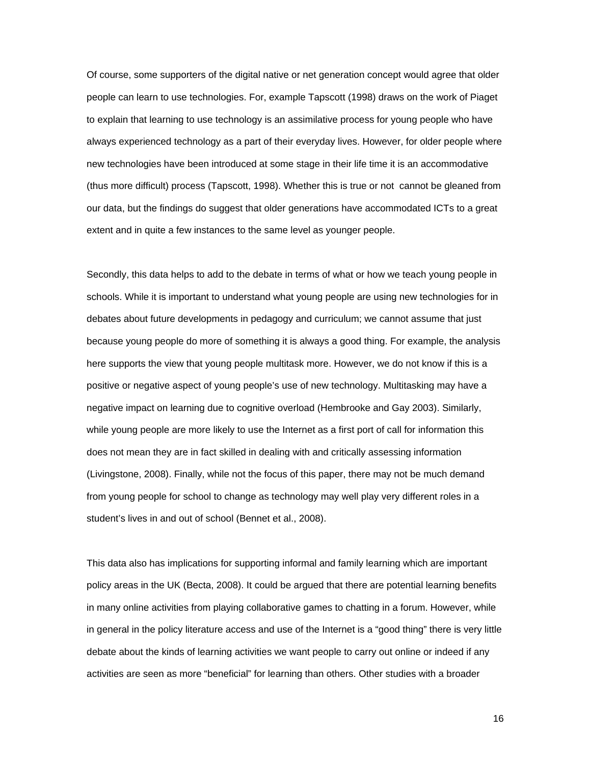Of course, some supporters of the digital native or net generation concept would agree that older people can learn to use technologies. For, example Tapscott (1998) draws on the work of Piaget to explain that learning to use technology is an assimilative process for young people who have always experienced technology as a part of their everyday lives. However, for older people where new technologies have been introduced at some stage in their life time it is an accommodative (thus more difficult) process (Tapscott, 1998). Whether this is true or not cannot be gleaned from our data, but the findings do suggest that older generations have accommodated ICTs to a great extent and in quite a few instances to the same level as younger people.

Secondly, this data helps to add to the debate in terms of what or how we teach young people in schools. While it is important to understand what young people are using new technologies for in debates about future developments in pedagogy and curriculum; we cannot assume that just because young people do more of something it is always a good thing. For example, the analysis here supports the view that young people multitask more. However, we do not know if this is a positive or negative aspect of young people's use of new technology. Multitasking may have a negative impact on learning due to cognitive overload (Hembrooke and Gay 2003). Similarly, while young people are more likely to use the Internet as a first port of call for information this does not mean they are in fact skilled in dealing with and critically assessing information (Livingstone, 2008). Finally, while not the focus of this paper, there may not be much demand from young people for school to change as technology may well play very different roles in a student's lives in and out of school (Bennet et al., 2008).

This data also has implications for supporting informal and family learning which are important policy areas in the UK (Becta, 2008). It could be argued that there are potential learning benefits in many online activities from playing collaborative games to chatting in a forum. However, while in general in the policy literature access and use of the Internet is a "good thing" there is very little debate about the kinds of learning activities we want people to carry out online or indeed if any activities are seen as more "beneficial" for learning than others. Other studies with a broader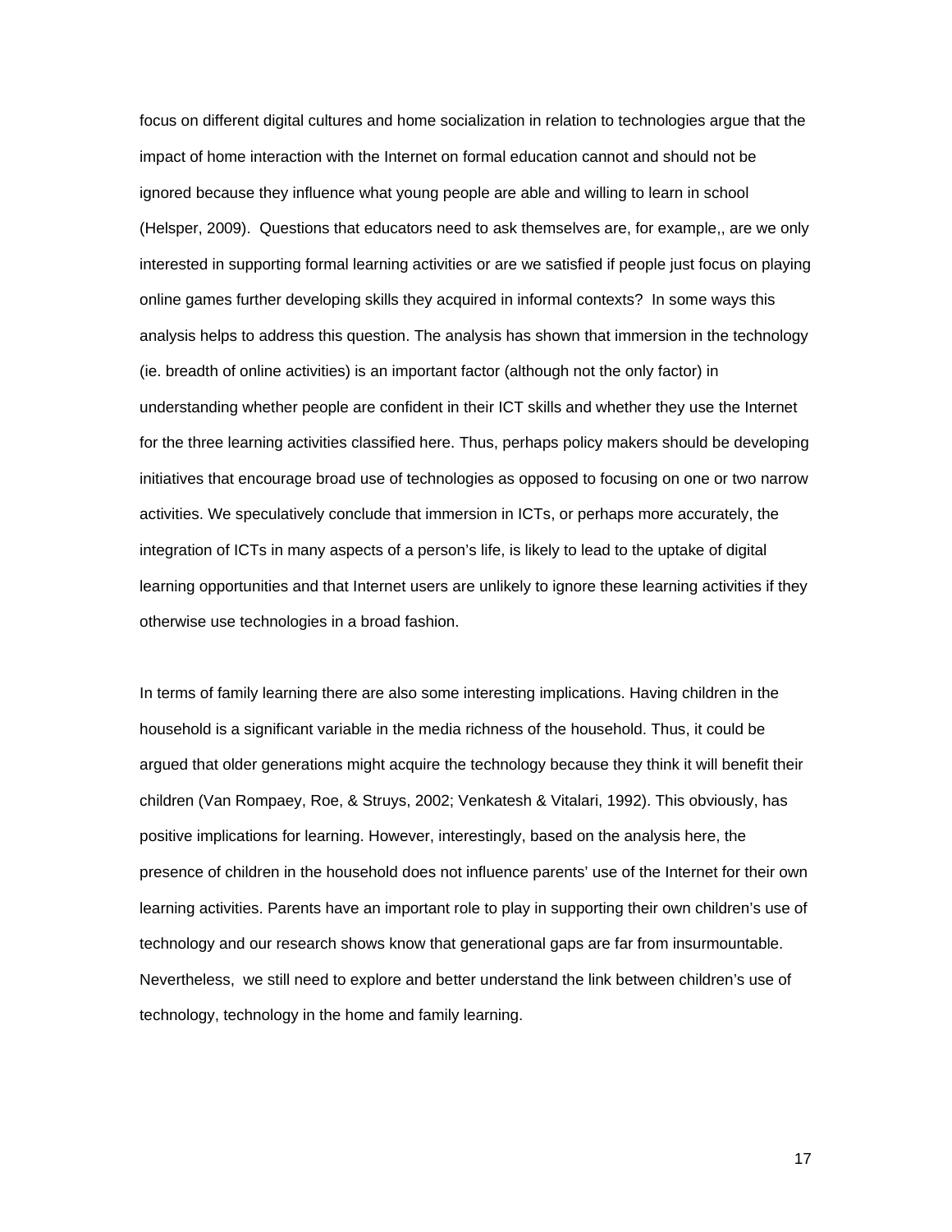focus on different digital cultures and home socialization in relation to technologies argue that the impact of home interaction with the Internet on formal education cannot and should not be ignored because they influence what young people are able and willing to learn in school (Helsper, 2009). Questions that educators need to ask themselves are, for example,, are we only interested in supporting formal learning activities or are we satisfied if people just focus on playing online games further developing skills they acquired in informal contexts? In some ways this analysis helps to address this question. The analysis has shown that immersion in the technology (ie. breadth of online activities) is an important factor (although not the only factor) in understanding whether people are confident in their ICT skills and whether they use the Internet for the three learning activities classified here. Thus, perhaps policy makers should be developing initiatives that encourage broad use of technologies as opposed to focusing on one or two narrow activities. We speculatively conclude that immersion in ICTs, or perhaps more accurately, the integration of ICTs in many aspects of a person's life, is likely to lead to the uptake of digital learning opportunities and that Internet users are unlikely to ignore these learning activities if they otherwise use technologies in a broad fashion.

In terms of family learning there are also some interesting implications. Having children in the household is a significant variable in the media richness of the household. Thus, it could be argued that older generations might acquire the technology because they think it will benefit their children (Van Rompaey, Roe, & Struys, 2002; Venkatesh & Vitalari, 1992). This obviously, has positive implications for learning. However, interestingly, based on the analysis here, the presence of children in the household does not influence parents' use of the Internet for their own learning activities. Parents have an important role to play in supporting their own children's use of technology and our research shows know that generational gaps are far from insurmountable. Nevertheless, we still need to explore and better understand the link between children's use of technology, technology in the home and family learning.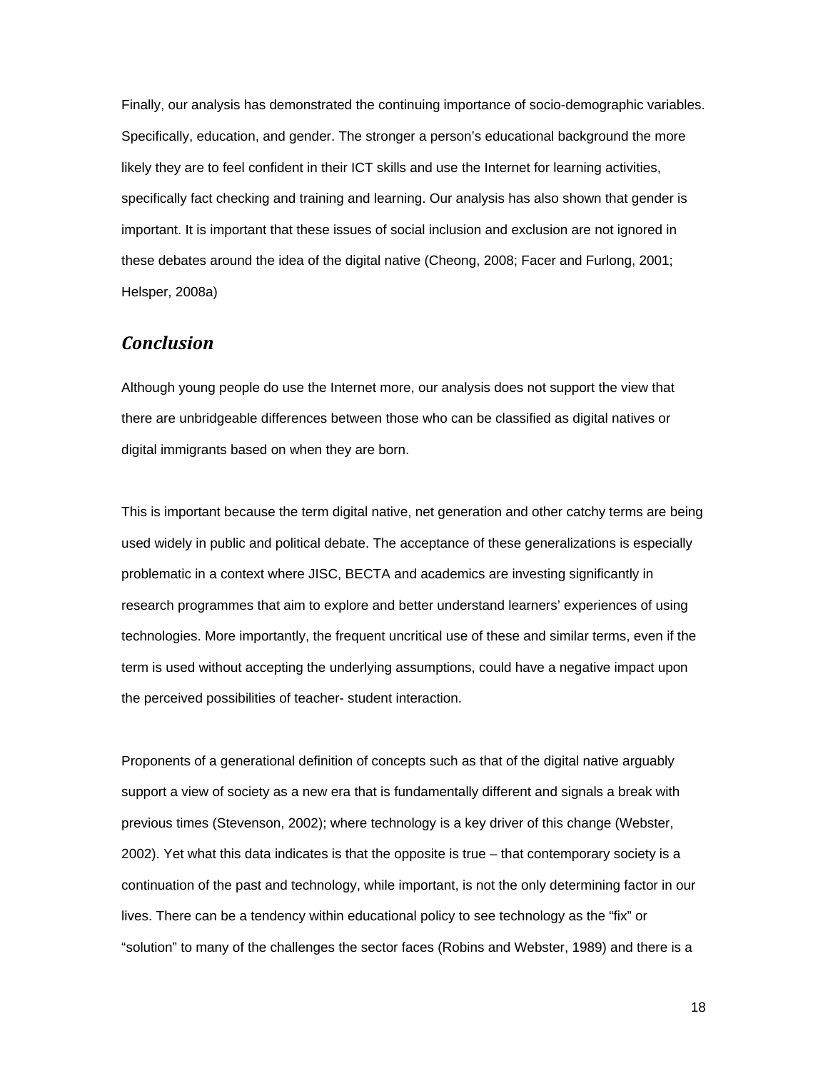Finally, our analysis has demonstrated the continuing importance of socio-demographic variables. Specifically, education, and gender. The stronger a person's educational background the more likely they are to feel confident in their ICT skills and use the Internet for learning activities, specifically fact checking and training and learning. Our analysis has also shown that gender is important. It is important that these issues of social inclusion and exclusion are not ignored in these debates around the idea of the digital native (Cheong, 2008; Facer and Furlong, 2001; Helsper, 2008a)

## *Conclusion*

Although young people do use the Internet more, our analysis does not support the view that there are unbridgeable differences between those who can be classified as digital natives or digital immigrants based on when they are born.

This is important because the term digital native, net generation and other catchy terms are being used widely in public and political debate. The acceptance of these generalizations is especially problematic in a context where JISC, BECTA and academics are investing significantly in research programmes that aim to explore and better understand learners' experiences of using technologies. More importantly, the frequent uncritical use of these and similar terms, even if the term is used without accepting the underlying assumptions, could have a negative impact upon the perceived possibilities of teacher- student interaction.

Proponents of a generational definition of concepts such as that of the digital native arguably support a view of society as a new era that is fundamentally different and signals a break with previous times (Stevenson, 2002); where technology is a key driver of this change (Webster, 2002). Yet what this data indicates is that the opposite is true – that contemporary society is a continuation of the past and technology, while important, is not the only determining factor in our lives. There can be a tendency within educational policy to see technology as the "fix" or "solution" to many of the challenges the sector faces (Robins and Webster, 1989) and there is a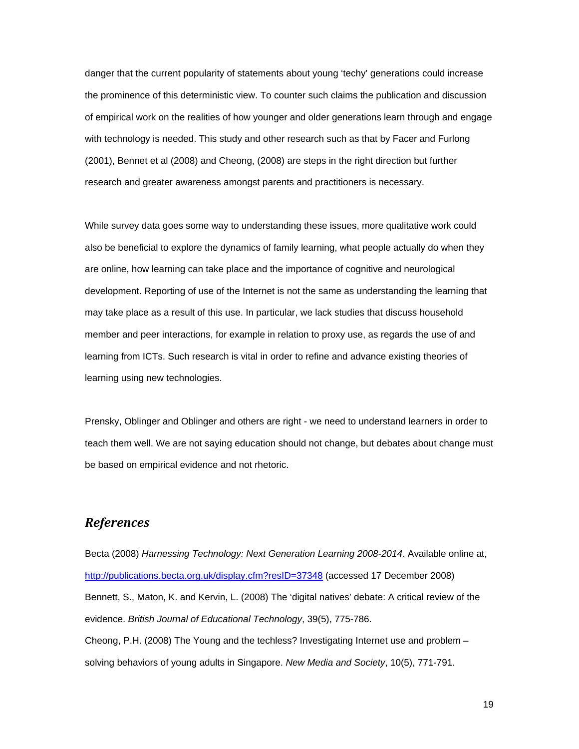danger that the current popularity of statements about young 'techy' generations could increase the prominence of this deterministic view. To counter such claims the publication and discussion of empirical work on the realities of how younger and older generations learn through and engage with technology is needed. This study and other research such as that by Facer and Furlong (2001), Bennet et al (2008) and Cheong, (2008) are steps in the right direction but further research and greater awareness amongst parents and practitioners is necessary.

While survey data goes some way to understanding these issues, more qualitative work could also be beneficial to explore the dynamics of family learning, what people actually do when they are online, how learning can take place and the importance of cognitive and neurological development. Reporting of use of the Internet is not the same as understanding the learning that may take place as a result of this use. In particular, we lack studies that discuss household member and peer interactions, for example in relation to proxy use, as regards the use of and learning from ICTs. Such research is vital in order to refine and advance existing theories of learning using new technologies.

Prensky, Oblinger and Oblinger and others are right - we need to understand learners in order to teach them well. We are not saying education should not change, but debates about change must be based on empirical evidence and not rhetoric.

## *References*

Becta (2008) *Harnessing Technology: Next Generation Learning 2008-2014*. Available online at, http://publications.becta.org.uk/display.cfm?resID=37348 (accessed 17 December 2008)

Bennett, S., Maton, K. and Kervin, L. (2008) The 'digital natives' debate: A critical review of the evidence. *British Journal of Educational Technology*, 39(5), 775-786.

Cheong, P.H. (2008) The Young and the techless? Investigating Internet use and problem – solving behaviors of young adults in Singapore. *New Media and Society*, 10(5), 771-791.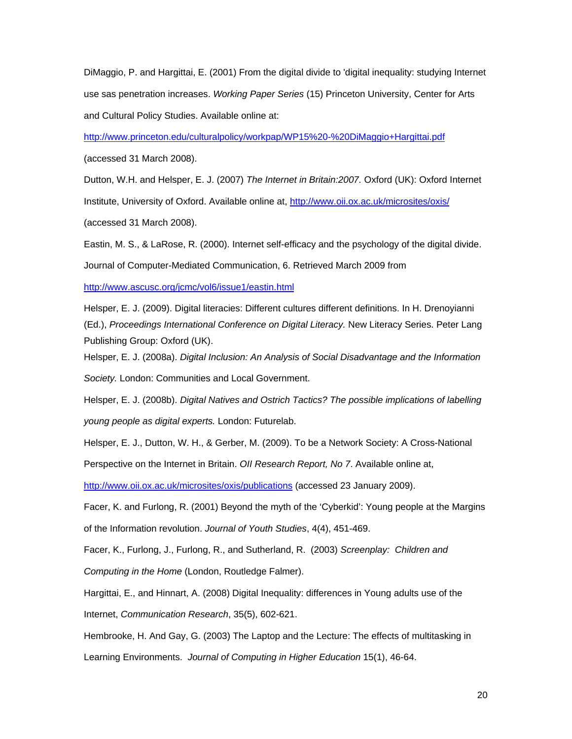DiMaggio, P. and Hargittai, E. (2001) From the digital divide to 'digital inequality: studying Internet use sas penetration increases. *Working Paper Series* (15) Princeton University, Center for Arts and Cultural Policy Studies. Available online at: http://www.princeton.edu/culturalpolicy/workpap/WP15%20-%20DiMaggio+Hargittai.pdf (accessed 31 March 2008).

Dutton, W.H. and Helsper, E. J. (2007) *The Internet in Britain:2007.* Oxford (UK): Oxford Internet Institute, University of Oxford. Available online at, http://www.oii.ox.ac.uk/microsites/oxis/ (accessed 31 March 2008).

Eastin, M. S., & LaRose, R. (2000). Internet self-efficacy and the psychology of the digital divide. Journal of Computer-Mediated Communication, 6. Retrieved March 2009 from http://www.ascusc.org/jcmc/vol6/issue1/eastin.html

Helsper, E. J. (2009). Digital literacies: Different cultures different definitions. In H. Drenoyianni (Ed.), *Proceedings International Conference on Digital Literacy.* New Literacy Series. Peter Lang Publishing Group: Oxford (UK).

Helsper, E. J. (2008a). *Digital Inclusion: An Analysis of Social Disadvantage and the Information Society.* London: Communities and Local Government.

Helsper, E. J. (2008b). *Digital Natives and Ostrich Tactics? The possible implications of labelling young people as digital experts.* London: Futurelab.

Helsper, E. J., Dutton, W. H., & Gerber, M. (2009). To be a Network Society: A Cross-National Perspective on the Internet in Britain. *OII Research Report, No 7*. Available online at, http://www.oii.ox.ac.uk/microsites/oxis/publications (accessed 23 January 2009).

Facer, K. and Furlong, R. (2001) Beyond the myth of the 'Cyberkid': Young people at the Margins of the Information revolution. *Journal of Youth Studies*, 4(4), 451-469.

Facer, K., Furlong, J., Furlong, R., and Sutherland, R. (2003) *Screenplay: Children and Computing in the Home* (London, Routledge Falmer).

Hargittai, E., and Hinnart, A. (2008) Digital Inequality: differences in Young adults use of the Internet, *Communication Research*, 35(5), 602-621.

Hembrooke, H. And Gay, G. (2003) The Laptop and the Lecture: The effects of multitasking in Learning Environments. *Journal of Computing in Higher Education* 15(1), 46-64.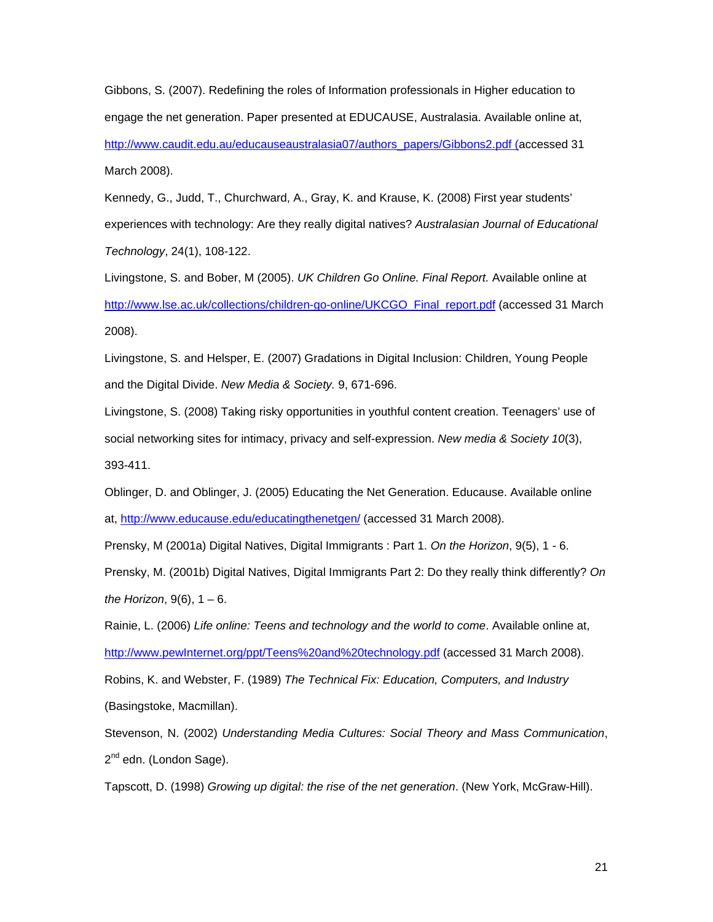Gibbons, S. (2007). Redefining the roles of Information professionals in Higher education to engage the net generation. Paper presented at EDUCAUSE, Australasia. Available online at, http://www.caudit.edu.au/educauseaustralasia07/authors_papers/Gibbons2.pdf (accessed 31 March 2008).

Kennedy, G., Judd, T., Churchward, A., Gray, K. and Krause, K. (2008) First year students' experiences with technology: Are they really digital natives? *Australasian Journal of Educational Technology*, 24(1), 108-122.

Livingstone, S. and Bober, M (2005). *UK Children Go Online. Final Report.* Available online at http://www.lse.ac.uk/collections/children-go-online/UKCGO_Final_report.pdf (accessed 31 March 2008).

Livingstone, S. and Helsper, E. (2007) Gradations in Digital Inclusion: Children, Young People and the Digital Divide. *New Media & Society.* 9, 671-696.

Livingstone, S. (2008) Taking risky opportunities in youthful content creation. Teenagers' use of social networking sites for intimacy, privacy and self-expression. *New media & Society 10*(3), 393-411.

Oblinger, D. and Oblinger, J. (2005) Educating the Net Generation. Educause. Available online at, http://www.educause.edu/educatingthenetgen/ (accessed 31 March 2008).

Prensky, M (2001a) Digital Natives, Digital Immigrants : Part 1. *On the Horizon*, 9(5), 1 - 6.

Prensky, M. (2001b) Digital Natives, Digital Immigrants Part 2: Do they really think differently? *On the Horizon*, 9(6), 1 – 6.

Rainie, L. (2006) *Life online: Teens and technology and the world to come*. Available online at, http://www.pewInternet.org/ppt/Teens%20and%20technology.pdf (accessed 31 March 2008).

Robins, K. and Webster, F. (1989) *The Technical Fix: Education, Computers, and Industry* (Basingstoke, Macmillan).

Stevenson, N. (2002) *Understanding Media Cultures: Social Theory and Mass Communication*, 2nd edn. (London Sage).

Tapscott, D. (1998) *Growing up digital: the rise of the net generation*. (New York, McGraw-Hill).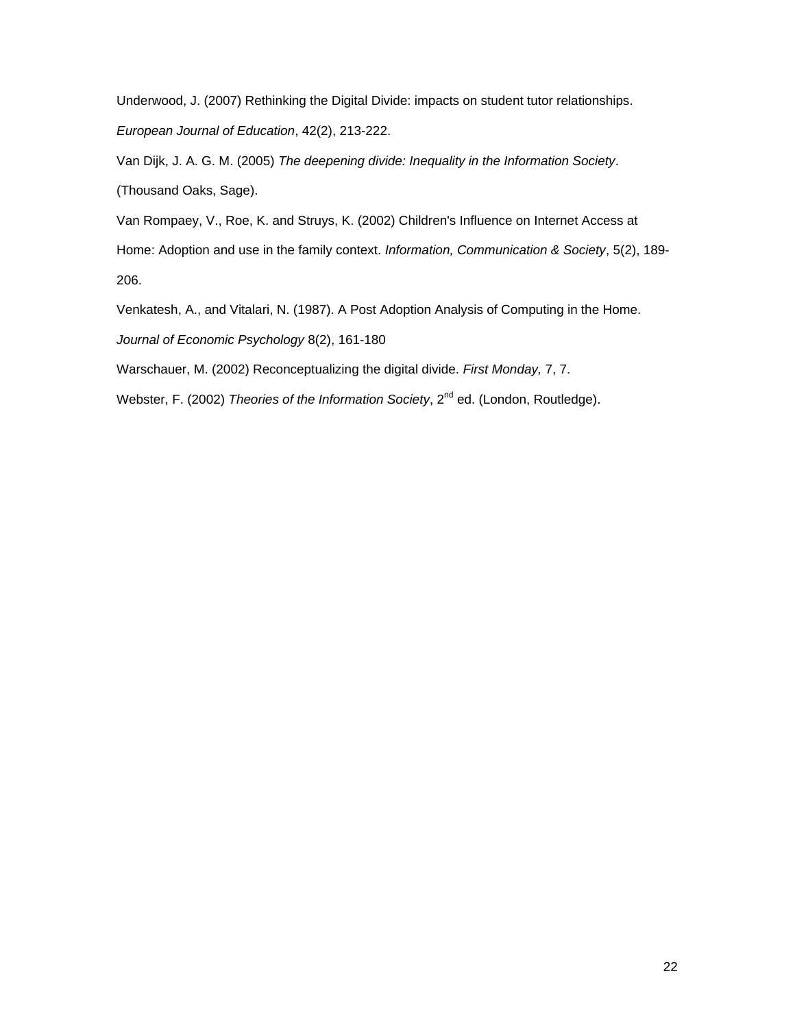Underwood, J. (2007) Rethinking the Digital Divide: impacts on student tutor relationships. *European Journal of Education*, 42(2), 213-222.

Van Dijk, J. A. G. M. (2005) *The deepening divide: Inequality in the Information Society*. (Thousand Oaks, Sage).

Van Rompaey, V., Roe, K. and Struys, K. (2002) Children's Influence on Internet Access at Home: Adoption and use in the family context. *Information, Communication & Society*, 5(2), 189-206.

Venkatesh, A., and Vitalari, N. (1987). A Post Adoption Analysis of Computing in the Home. *Journal of Economic Psychology* 8(2), 161-180

Warschauer, M. (2002) Reconceptualizing the digital divide. *First Monday,* 7, 7.

Webster, F. (2002) *Theories of the Information Society*, 2nd ed. (London, Routledge).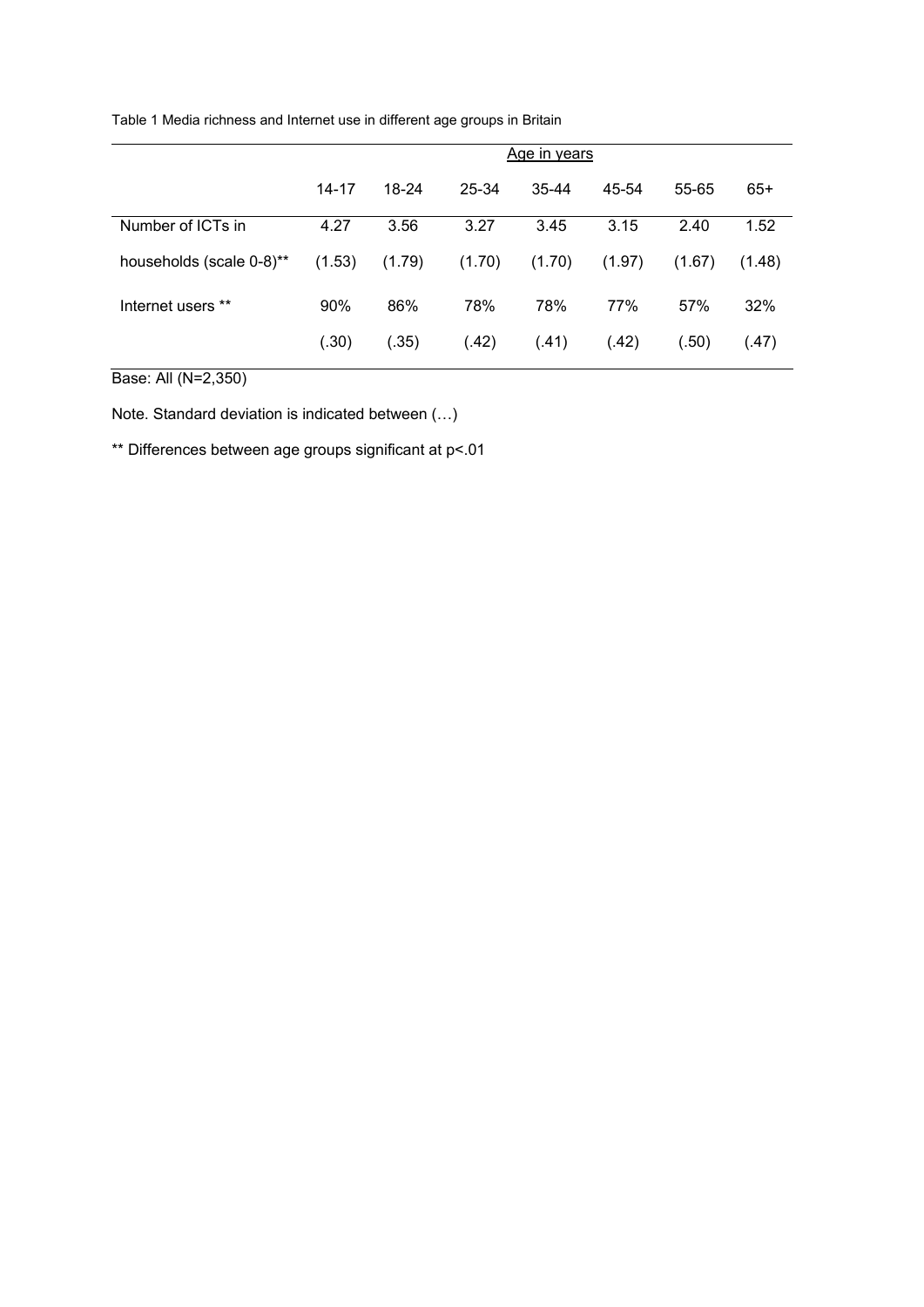Table 1 Media richness and Internet use in different age groups in Britain

| | Age in years | | | | | | |
|---|---|---|---|---|---|---|---|
| | 14-17 | 18-24 | 25-34 | 35-44 | 45-54 | 55-65 | 65+ |
| Number of ICTs in | 4.27 | 3.56 | 3.27 | 3.45 | 3.15 | 2.40 | 1.52 |
| households (scale 0-8)** | (1.53) | (1.79) | (1.70) | (1.70) | (1.97) | (1.67) | (1.48) |
| Internet users ** | 90% | 86% | 78% | 78% | 77% | 57% | 32% |
| | (.30) | (.35) | (.42) | (.41) | (.42) | (.50) | (.47) |

Base: All (N=2,350)

Note. Standard deviation is indicated between (…)

** Differences between age groups significant at p<.01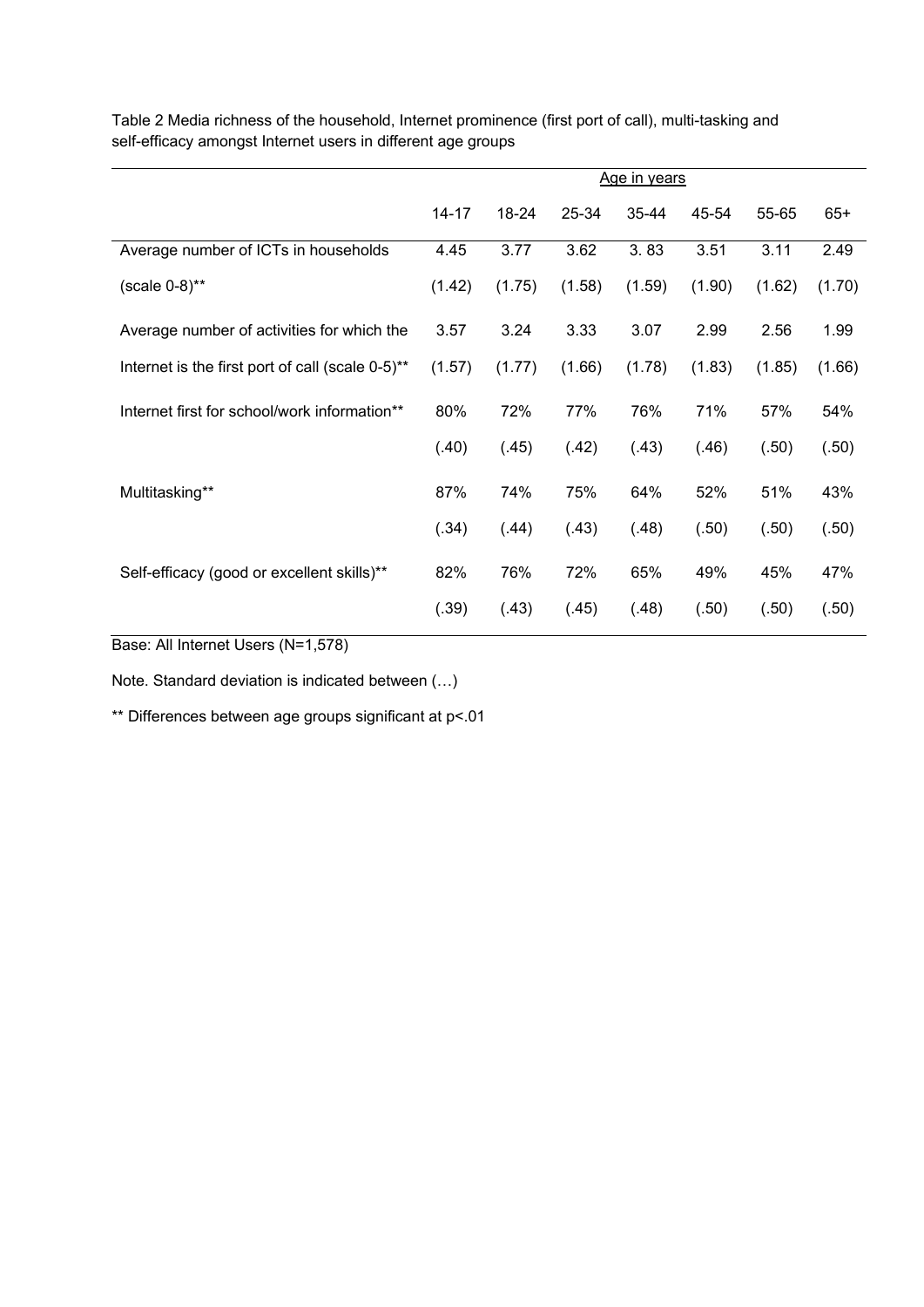Table 2 Media richness of the household, Internet prominence (first port of call), multi-tasking and self-efficacy amongst Internet users in different age groups

| | Age in years | | | | | | |
|---|---|---|---|---|---|---|---|
| | 14-17 | 18-24 | 25-34 | 35-44 | 45-54 | 55-65 | 65+ |
| Average number of ICTs in households | 4.45 | 3.77 | 3.62 | 3. 83 | 3.51 | 3.11 | 2.49 |
| (scale 0-8)** | (1.42) | (1.75) | (1.58) | (1.59) | (1.90) | (1.62) | (1.70) |
| Average number of activities for which the | 3.57 | 3.24 | 3.33 | 3.07 | 2.99 | 2.56 | 1.99 |
| Internet is the first port of call (scale 0-5)** | (1.57) | (1.77) | (1.66) | (1.78) | (1.83) | (1.85) | (1.66) |
| Internet first for school/work information** | 80% | 72% | 77% | 76% | 71% | 57% | 54% |
| | (.40) | (.45) | (.42) | (.43) | (.46) | (.50) | (.50) |
| Multitasking** | 87% | 74% | 75% | 64% | 52% | 51% | 43% |
| | (.34) | (.44) | (.43) | (.48) | (.50) | (.50) | (.50) |
| Self-efficacy (good or excellent skills)** | 82% | 76% | 72% | 65% | 49% | 45% | 47% |
| | (.39) | (.43) | (.45) | (.48) | (.50) | (.50) | (.50) |

Base: All Internet Users (N=1,578)

Note. Standard deviation is indicated between (…)

** Differences between age groups significant at $p<.01$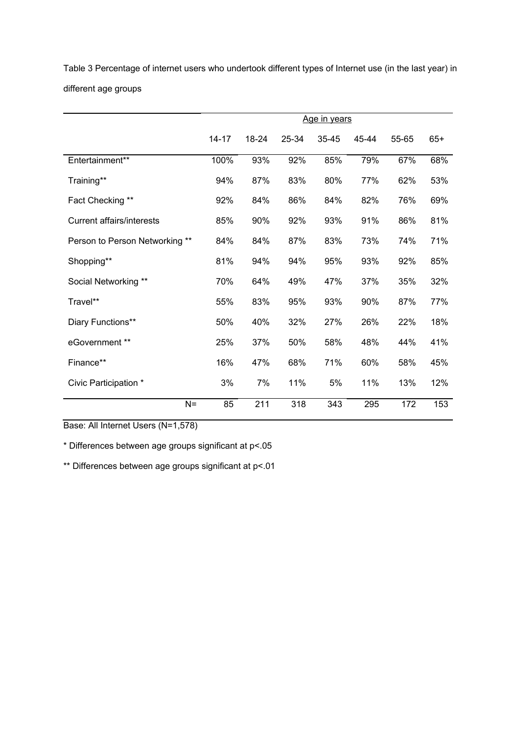Table 3 Percentage of internet users who undertook different types of Internet use (in the last year) in different age groups

| | Age in years | | | | | | |
|---|---|---|---|---|---|---|---|
| | 14-17 | 18-24 | 25-34 | 35-45 | 45-44 | 55-65 | 65+ |
| Entertainment** | 100% | 93% | 92% | 85% | 79% | 67% | 68% |
| Training** | 94% | 87% | 83% | 80% | 77% | 62% | 53% |
| Fact Checking ** | 92% | 84% | 86% | 84% | 82% | 76% | 69% |
| Current affairs/interests | 85% | 90% | 92% | 93% | 91% | 86% | 81% |
| Person to Person Networking ** | 84% | 84% | 87% | 83% | 73% | 74% | 71% |
| Shopping** | 81% | 94% | 94% | 95% | 93% | 92% | 85% |
| Social Networking ** | 70% | 64% | 49% | 47% | 37% | 35% | 32% |
| Travel** | 55% | 83% | 95% | 93% | 90% | 87% | 77% |
| Diary Functions** | 50% | 40% | 32% | 27% | 26% | 22% | 18% |
| eGovernment ** | 25% | 37% | 50% | 58% | 48% | 44% | 41% |
| Finance** | 16% | 47% | 68% | 71% | 60% | 58% | 45% |
| Civic Participation * | 3% | 7% | 11% | 5% | 11% | 13% | 12% |
| N= | 85 | 211 | 318 | 343 | 295 | 172 | 153 |

Base: All Internet Users (N=1,578)

* Differences between age groups significant at $p<.05$

** Differences between age groups significant at $p<.01$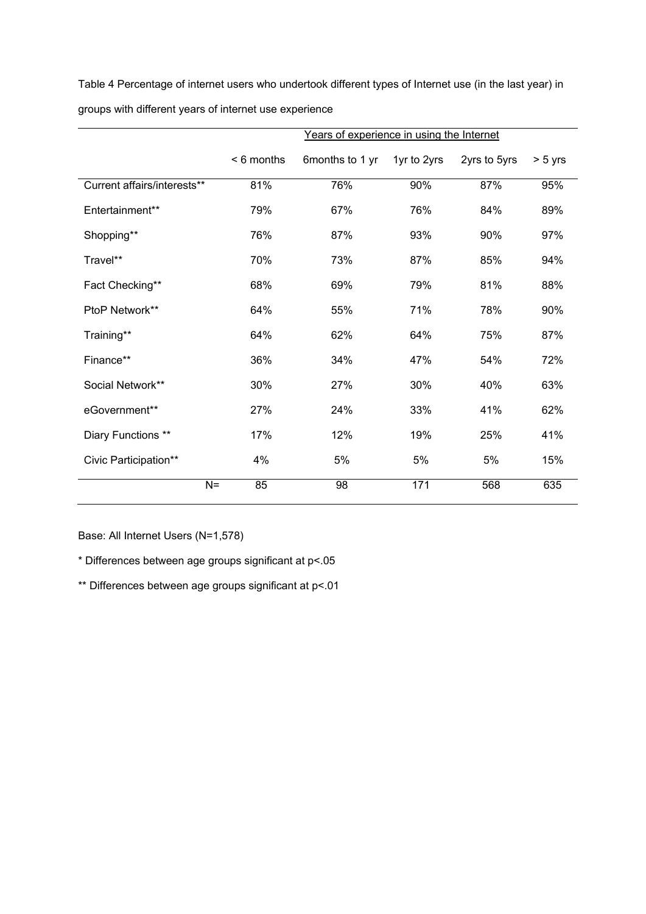Table 4 Percentage of internet users who undertook different types of Internet use (in the last year) in groups with different years of internet use experience

| | Years of experience in using the Internet | | | | |
|---|---|---|---|---|---|
| | < 6 months | 6months to 1 yr | 1yr to 2yrs | 2yrs to 5yrs | > 5 yrs |
| Current affairs/interests** | 81% | 76% | 90% | 87% | 95% |
| Entertainment** | 79% | 67% | 76% | 84% | 89% |
| Shopping** | 76% | 87% | 93% | 90% | 97% |
| Travel** | 70% | 73% | 87% | 85% | 94% |
| Fact Checking** | 68% | 69% | 79% | 81% | 88% |
| PtoP Network** | 64% | 55% | 71% | 78% | 90% |
| Training** | 64% | 62% | 64% | 75% | 87% |
| Finance** | 36% | 34% | 47% | 54% | 72% |
| Social Network** | 30% | 27% | 30% | 40% | 63% |
| eGovernment** | 27% | 24% | 33% | 41% | 62% |
| Diary Functions ** | 17% | 12% | 19% | 25% | 41% |
| Civic Participation** | 4% | 5% | 5% | 5% | 15% |
| N= | 85 | 98 | 171 | 568 | 635 |

Base: All Internet Users (N=1,578)

* Differences between age groups significant at p<.05

** Differences between age groups significant at p<.01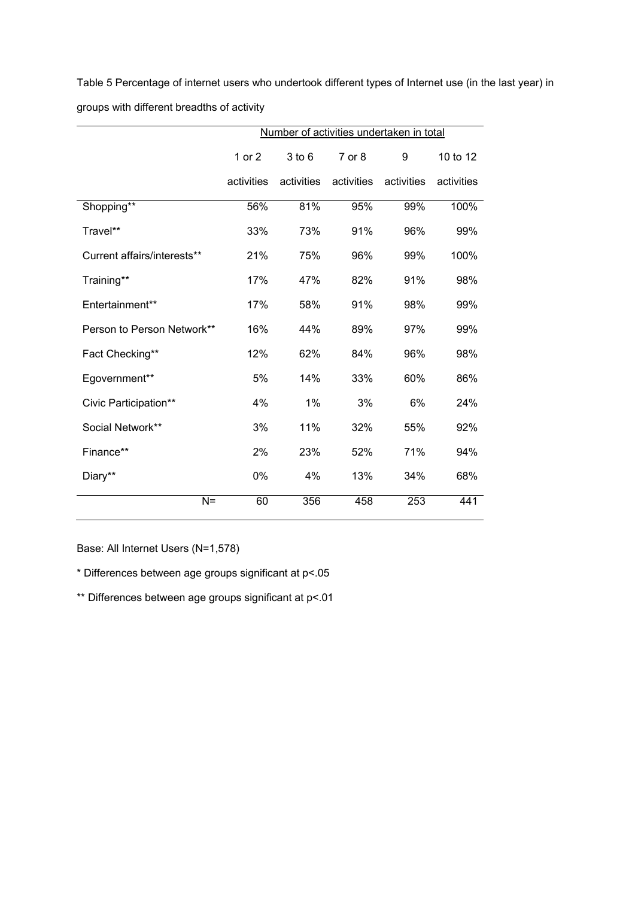Table 5 Percentage of internet users who undertook different types of Internet use (in the last year) in groups with different breadths of activity

| | Number of activities undertaken in total | | | | |
|---|---|---|---|---|---|
| | 1 or 2 activities | 3 to 6 activities | 7 or 8 activities | 9 activities | 10 to 12 activities |
| Shopping** | 56% | 81% | 95% | 99% | 100% |
| Travel** | 33% | 73% | 91% | 96% | 99% |
| Current affairs/interests** | 21% | 75% | 96% | 99% | 100% |
| Training** | 17% | 47% | 82% | 91% | 98% |
| Entertainment** | 17% | 58% | 91% | 98% | 99% |
| Person to Person Network** | 16% | 44% | 89% | 97% | 99% |
| Fact Checking** | 12% | 62% | 84% | 96% | 98% |
| Egovernment** | 5% | 14% | 33% | 60% | 86% |
| Civic Participation** | 4% | 1% | 3% | 6% | 24% |
| Social Network** | 3% | 11% | 32% | 55% | 92% |
| Finance** | 2% | 23% | 52% | 71% | 94% |
| Diary** | 0% | 4% | 13% | 34% | 68% |
| N= | 60 | 356 | 458 | 253 | 441 |

Base: All Internet Users (N=1,578)

* Differences between age groups significant at $p<.05$

** Differences between age groups significant at $p<.01$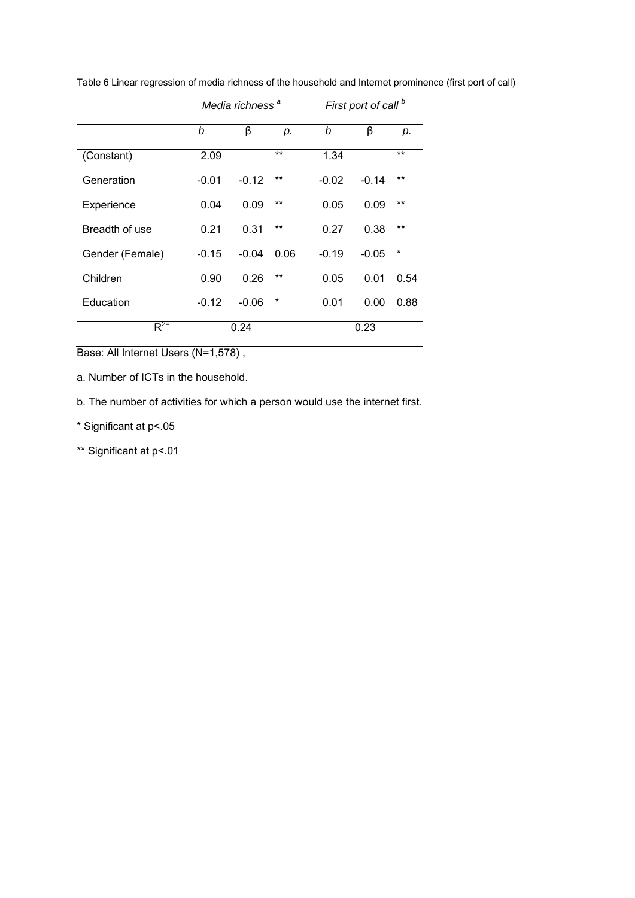Table 6 Linear regression of media richness of the household and Internet prominence (first port of call)

| | *Media richness* [a] | | | *First port of call* [b] | | |
|---|---|---|---|---|---|---|
| | *b* | β | *p.* | *b* | β | *p.* |
| (Constant) | 2.09 | | ** | 1.34 | | ** |
| Generation | -0.01 | -0.12 | ** | -0.02 | -0.14 | ** |
| Experience | 0.04 | 0.09 | ** | 0.05 | 0.09 | ** |
| Breadth of use | 0.21 | 0.31 | ** | 0.27 | 0.38 | ** |
| Gender (Female) | -0.15 | -0.04 | 0.06 | -0.19 | -0.05 | * |
| Children | 0.90 | 0.26 | ** | 0.05 | 0.01 | 0.54 |
| Education | -0.12 | -0.06 | * | 0.01 | 0.00 | 0.88 |
| $R^2$= | 0.24 | | | 0.23 | | |

Base: All Internet Users (N=1,578) ,

a. Number of ICTs in the household.

b. The number of activities for which a person would use the internet first.

* Significant at p<.05

** Significant at p<.01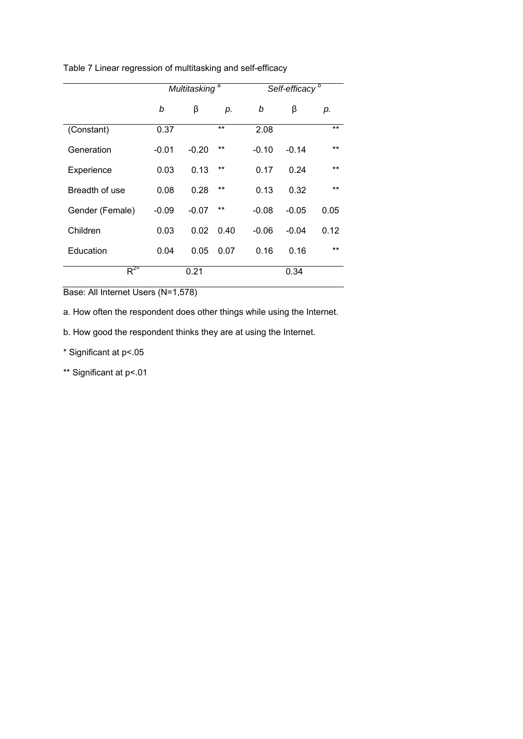Table 7 Linear regression of multitasking and self-efficacy

| | *Multitasking* [a] | | | *Self-efficacy* [b] | | |
|---|---|---|---|---|---|---|
| | *b* | β | *p.* | *b* | β | *p.* |
| (Constant) | 0.37 | | ** | 2.08 | | ** |
| Generation | -0.01 | -0.20 | ** | -0.10 | -0.14 | ** |
| Experience | 0.03 | 0.13 | ** | 0.17 | 0.24 | ** |
| Breadth of use | 0.08 | 0.28 | ** | 0.13 | 0.32 | ** |
| Gender (Female) | -0.09 | -0.07 | ** | -0.08 | -0.05 | 0.05 |
| Children | 0.03 | 0.02 | 0.40 | -0.06 | -0.04 | 0.12 |
| Education | 0.04 | 0.05 | 0.07 | 0.16 | 0.16 | ** |
| $R^2$= | | 0.21 | | | 0.34 | |

Base: All Internet Users (N=1,578)

a. How often the respondent does other things while using the Internet.

b. How good the respondent thinks they are at using the Internet.

\* Significant at $p<.05$

\** Significant at $p<.01$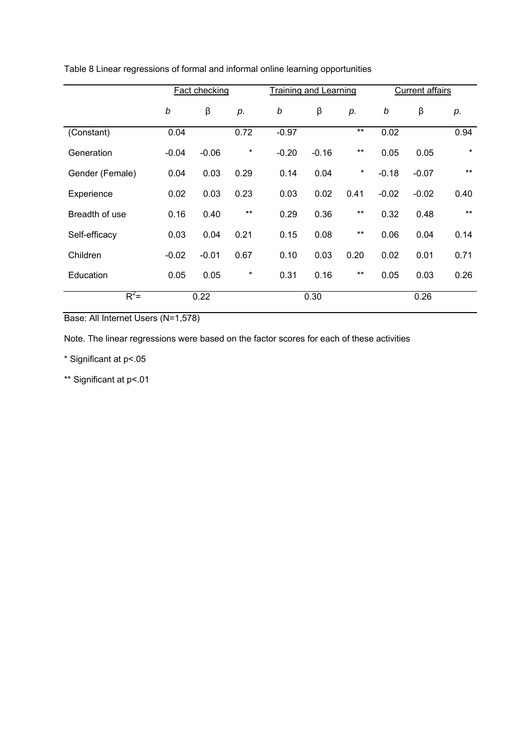Table 8 Linear regressions of formal and informal online learning opportunities

| | Fact checking | | | Training and Learning | | | Current affairs | | |
|---|---|---|---|---|---|---|---|---|---|
| | *b* | β | *p.* | *b* | β | *p.* | *b* | β | *p.* |
| (Constant) | 0.04 | | 0.72 | -0.97 | | ** | 0.02 | | 0.94 |
| Generation | -0.04 | -0.06 | * | -0.20 | -0.16 | ** | 0.05 | 0.05 | * |
| Gender (Female) | 0.04 | 0.03 | 0.29 | 0.14 | 0.04 | * | -0.18 | -0.07 | ** |
| Experience | 0.02 | 0.03 | 0.23 | 0.03 | 0.02 | 0.41 | -0.02 | -0.02 | 0.40 |
| Breadth of use | 0.16 | 0.40 | ** | 0.29 | 0.36 | ** | 0.32 | 0.48 | ** |
| Self-efficacy | 0.03 | 0.04 | 0.21 | 0.15 | 0.08 | ** | 0.06 | 0.04 | 0.14 |
| Children | -0.02 | -0.01 | 0.67 | 0.10 | 0.03 | 0.20 | 0.02 | 0.01 | 0.71 |
| Education | 0.05 | 0.05 | * | 0.31 | 0.16 | ** | 0.05 | 0.03 | 0.26 |
| $R^2$= | 0.22 | | | 0.30 | | | 0.26 | | |

Base: All Internet Users (N=1,578)

Note. The linear regressions were based on the factor scores for each of these activities

* Significant at p<.05

** Significant at p<.01